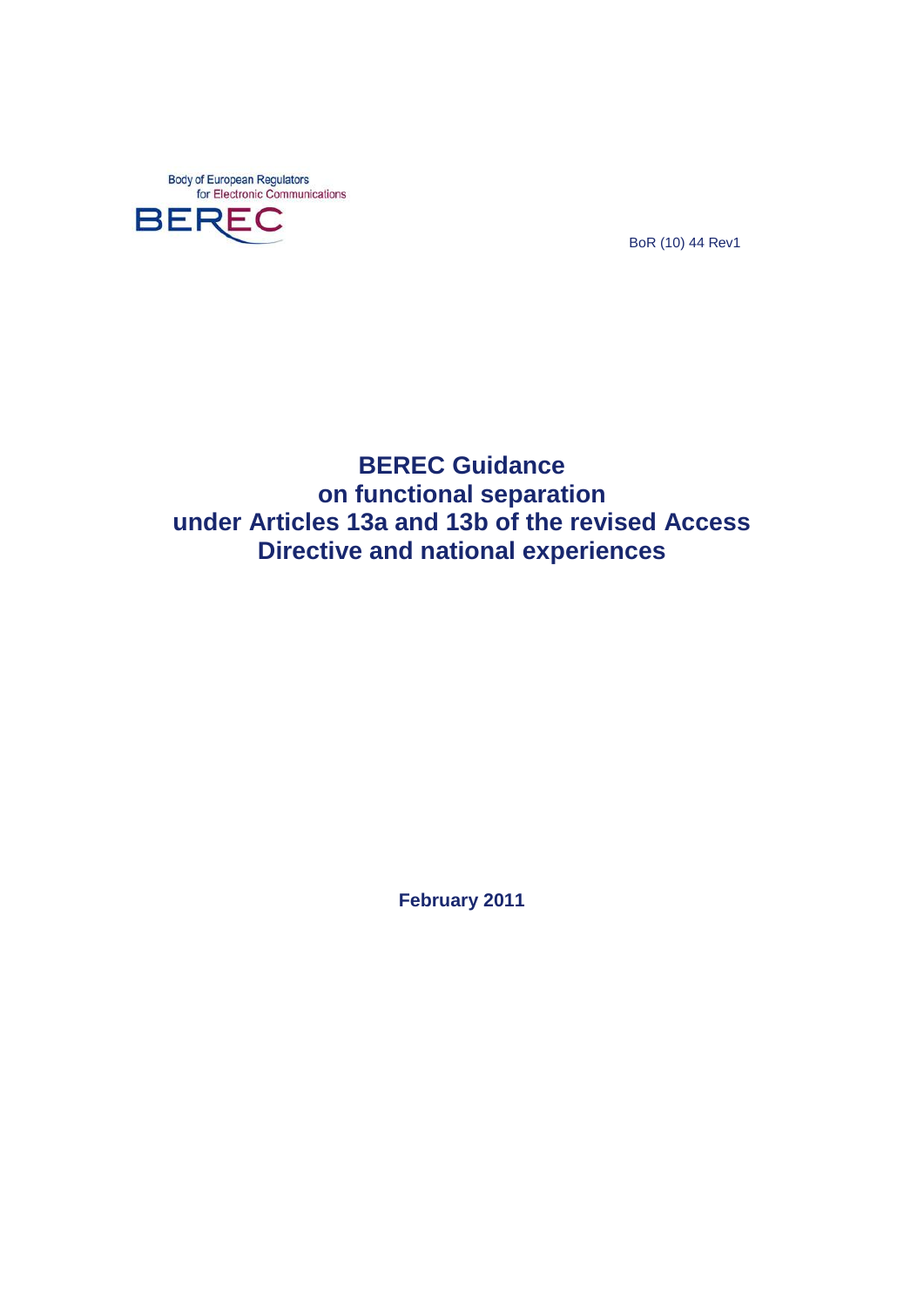Body of European Regulators
for Electronic Communications

BEREC

BoR (10) 44 Rev1

# BEREC Guidance on functional separation under Articles 13a and 13b of the revised Access Directive and national experiences

**February 2011**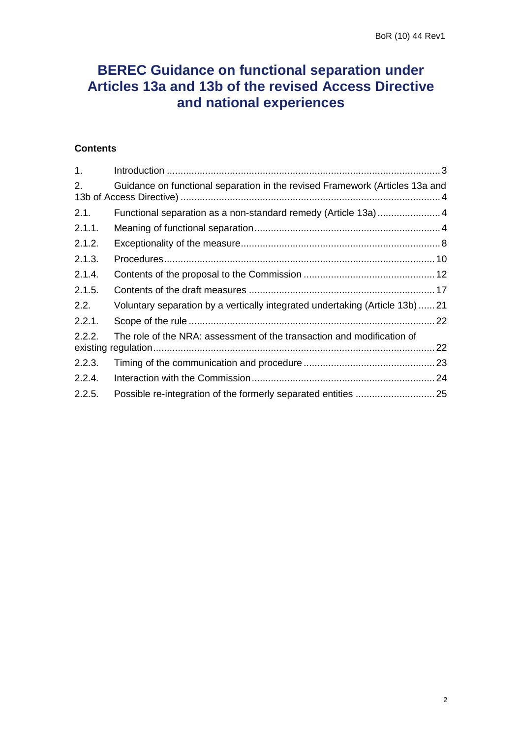# BEREC Guidance on functional separation under Articles 13a and 13b of the revised Access Directive and national experiences

**Contents**

1. Introduction ... 3
2. Guidance on functional separation in the revised Framework (Articles 13a and 13b of Access Directive) ... 4
   - 2.1. Functional separation as a non-standard remedy (Article 13a) ... 4
     - 2.1.1. Meaning of functional separation ... 4
     - 2.1.2. Exceptionality of the measure ... 8
     - 2.1.3. Procedures ... 10
     - 2.1.4. Contents of the proposal to the Commission ... 12
     - 2.1.5. Contents of the draft measures ... 17
   - 2.2. Voluntary separation by a vertically integrated undertaking (Article 13b) ... 21
     - 2.2.1. Scope of the rule ... 22
     - 2.2.2. The role of the NRA: assessment of the transaction and modification of existing regulation ... 22
     - 2.2.3. Timing of the communication and procedure ... 23
     - 2.2.4. Interaction with the Commission ... 24
     - 2.2.5. Possible re-integration of the formerly separated entities ... 25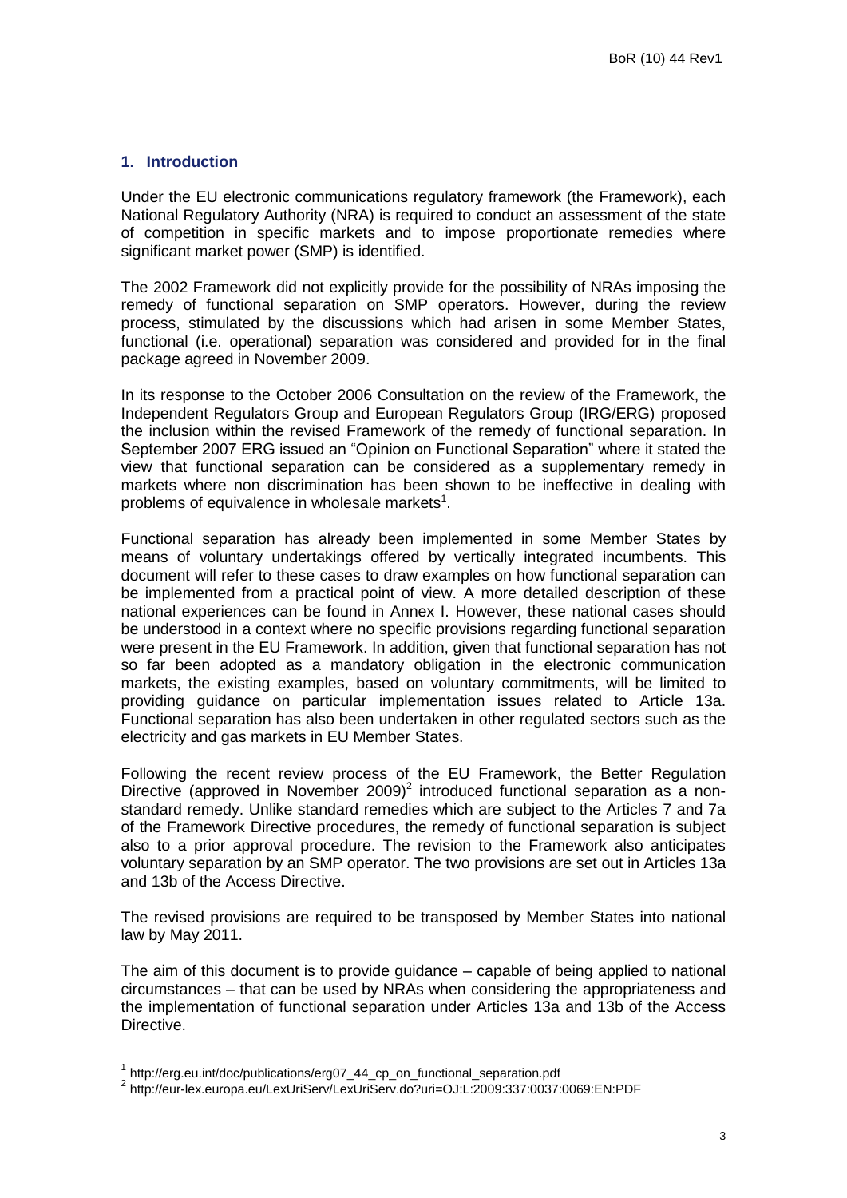## 1. Introduction

Under the EU electronic communications regulatory framework (the Framework), each National Regulatory Authority (NRA) is required to conduct an assessment of the state of competition in specific markets and to impose proportionate remedies where significant market power (SMP) is identified.

The 2002 Framework did not explicitly provide for the possibility of NRAs imposing the remedy of functional separation on SMP operators. However, during the review process, stimulated by the discussions which had arisen in some Member States, functional (i.e. operational) separation was considered and provided for in the final package agreed in November 2009.

In its response to the October 2006 Consultation on the review of the Framework, the Independent Regulators Group and European Regulators Group (IRG/ERG) proposed the inclusion within the revised Framework of the remedy of functional separation. In September 2007 ERG issued an "Opinion on Functional Separation" where it stated the view that functional separation can be considered as a supplementary remedy in markets where non discrimination has been shown to be ineffective in dealing with problems of equivalence in wholesale markets[1].

Functional separation has already been implemented in some Member States by means of voluntary undertakings offered by vertically integrated incumbents. This document will refer to these cases to draw examples on how functional separation can be implemented from a practical point of view. A more detailed description of these national experiences can be found in Annex I. However, these national cases should be understood in a context where no specific provisions regarding functional separation were present in the EU Framework. In addition, given that functional separation has not so far been adopted as a mandatory obligation in the electronic communication markets, the existing examples, based on voluntary commitments, will be limited to providing guidance on particular implementation issues related to Article 13a. Functional separation has also been undertaken in other regulated sectors such as the electricity and gas markets in EU Member States.

Following the recent review process of the EU Framework, the Better Regulation Directive (approved in November 2009)[2] introduced functional separation as a non-standard remedy. Unlike standard remedies which are subject to the Articles 7 and 7a of the Framework Directive procedures, the remedy of functional separation is subject also to a prior approval procedure. The revision to the Framework also anticipates voluntary separation by an SMP operator. The two provisions are set out in Articles 13a and 13b of the Access Directive.

The revised provisions are required to be transposed by Member States into national law by May 2011.

The aim of this document is to provide guidance – capable of being applied to national circumstances – that can be used by NRAs when considering the appropriateness and the implementation of functional separation under Articles 13a and 13b of the Access Directive.

---

[1] http://erg.eu.int/doc/publications/erg07_44_cp_on_functional_separation.pdf

[2] http://eur-lex.europa.eu/LexUriServ/LexUriServ.do?uri=OJ:L:2009:337:0037:0069:EN:PDF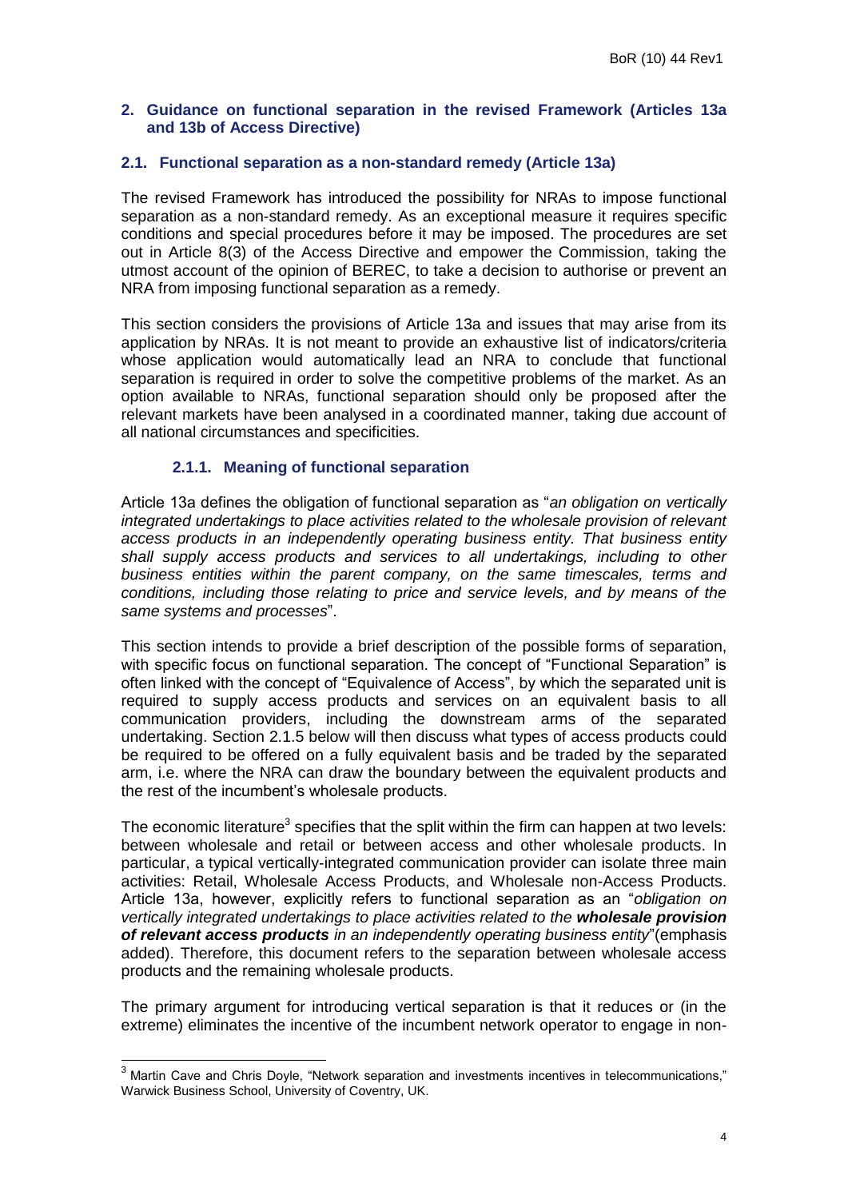## 2. Guidance on functional separation in the revised Framework (Articles 13a and 13b of Access Directive)

### 2.1. Functional separation as a non-standard remedy (Article 13a)

The revised Framework has introduced the possibility for NRAs to impose functional separation as a non-standard remedy. As an exceptional measure it requires specific conditions and special procedures before it may be imposed. The procedures are set out in Article 8(3) of the Access Directive and empower the Commission, taking the utmost account of the opinion of BEREC, to take a decision to authorise or prevent an NRA from imposing functional separation as a remedy.

This section considers the provisions of Article 13a and issues that may arise from its application by NRAs. It is not meant to provide an exhaustive list of indicators/criteria whose application would automatically lead an NRA to conclude that functional separation is required in order to solve the competitive problems of the market. As an option available to NRAs, functional separation should only be proposed after the relevant markets have been analysed in a coordinated manner, taking due account of all national circumstances and specificities.

#### 2.1.1. Meaning of functional separation

Article 13a defines the obligation of functional separation as "*an obligation on vertically integrated undertakings to place activities related to the wholesale provision of relevant access products in an independently operating business entity. That business entity shall supply access products and services to all undertakings, including to other business entities within the parent company, on the same timescales, terms and conditions, including those relating to price and service levels, and by means of the same systems and processes*".

This section intends to provide a brief description of the possible forms of separation, with specific focus on functional separation. The concept of "Functional Separation" is often linked with the concept of "Equivalence of Access", by which the separated unit is required to supply access products and services on an equivalent basis to all communication providers, including the downstream arms of the separated undertaking. Section 2.1.5 below will then discuss what types of access products could be required to be offered on a fully equivalent basis and be traded by the separated arm, i.e. where the NRA can draw the boundary between the equivalent products and the rest of the incumbent's wholesale products.

The economic literature[3] specifies that the split within the firm can happen at two levels: between wholesale and retail or between access and other wholesale products. In particular, a typical vertically-integrated communication provider can isolate three main activities: Retail, Wholesale Access Products, and Wholesale non-Access Products. Article 13a, however, explicitly refers to functional separation as an "*obligation on vertically integrated undertakings to place activities related to the **wholesale provision of relevant access products** in an independently operating business entity*"(emphasis added). Therefore, this document refers to the separation between wholesale access products and the remaining wholesale products.

The primary argument for introducing vertical separation is that it reduces or (in the extreme) eliminates the incentive of the incumbent network operator to engage in non-

[3] Martin Cave and Chris Doyle, "Network separation and investments incentives in telecommunications," Warwick Business School, University of Coventry, UK.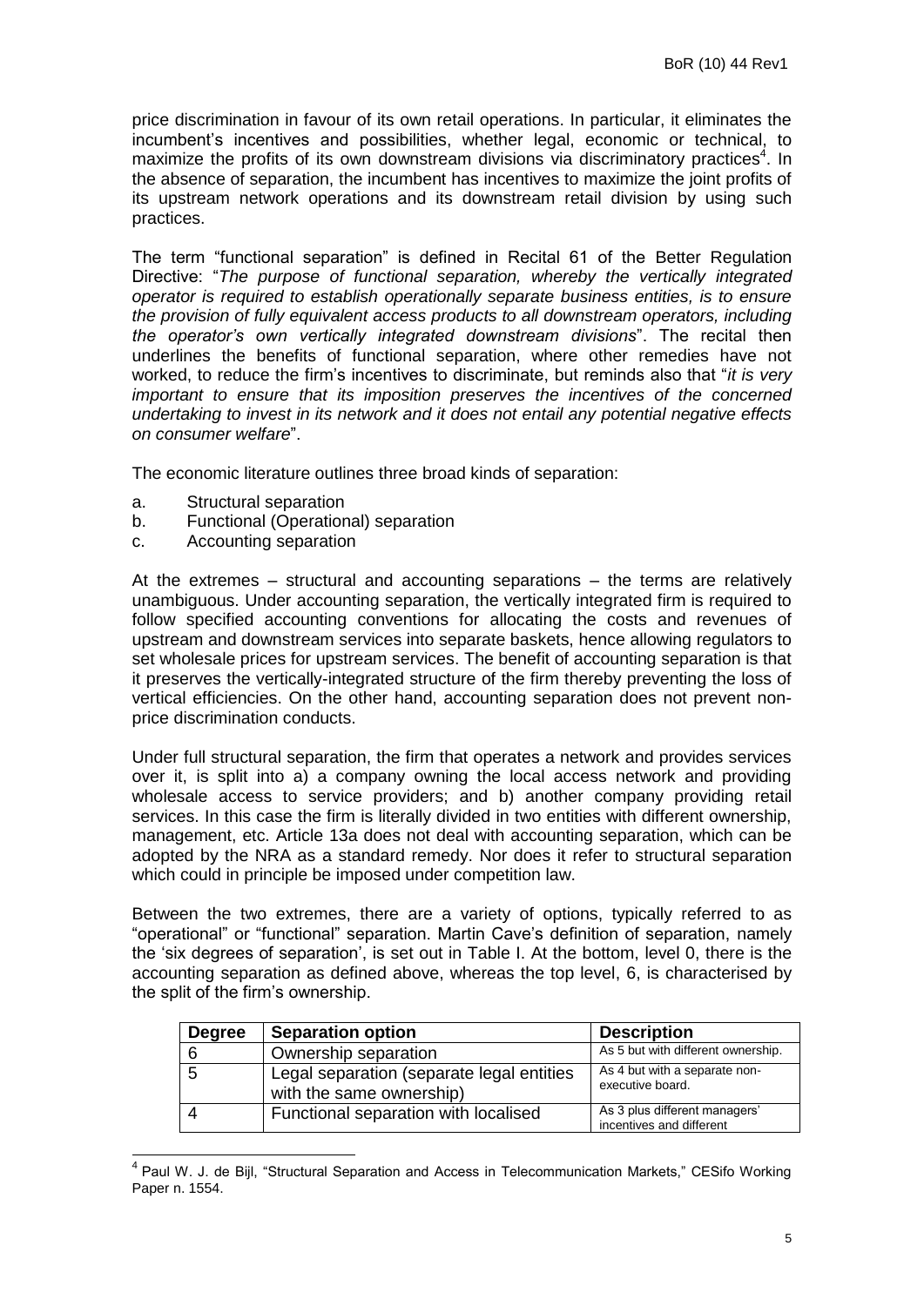price discrimination in favour of its own retail operations. In particular, it eliminates the incumbent's incentives and possibilities, whether legal, economic or technical, to maximize the profits of its own downstream divisions via discriminatory practices[4]. In the absence of separation, the incumbent has incentives to maximize the joint profits of its upstream network operations and its downstream retail division by using such practices.

The term "functional separation" is defined in Recital 61 of the Better Regulation Directive: "*The purpose of functional separation, whereby the vertically integrated operator is required to establish operationally separate business entities, is to ensure the provision of fully equivalent access products to all downstream operators, including the operator's own vertically integrated downstream divisions*". The recital then underlines the benefits of functional separation, where other remedies have not worked, to reduce the firm's incentives to discriminate, but reminds also that "*it is very important to ensure that its imposition preserves the incentives of the concerned undertaking to invest in its network and it does not entail any potential negative effects on consumer welfare*".

The economic literature outlines three broad kinds of separation:

a. Structural separation
b. Functional (Operational) separation
c. Accounting separation

At the extremes – structural and accounting separations – the terms are relatively unambiguous. Under accounting separation, the vertically integrated firm is required to follow specified accounting conventions for allocating the costs and revenues of upstream and downstream services into separate baskets, hence allowing regulators to set wholesale prices for upstream services. The benefit of accounting separation is that it preserves the vertically-integrated structure of the firm thereby preventing the loss of vertical efficiencies. On the other hand, accounting separation does not prevent non-price discrimination conducts.

Under full structural separation, the firm that operates a network and provides services over it, is split into a) a company owning the local access network and providing wholesale access to service providers; and b) another company providing retail services. In this case the firm is literally divided in two entities with different ownership, management, etc. Article 13a does not deal with accounting separation, which can be adopted by the NRA as a standard remedy. Nor does it refer to structural separation which could in principle be imposed under competition law.

Between the two extremes, there are a variety of options, typically referred to as "operational" or "functional" separation. Martin Cave's definition of separation, namely the 'six degrees of separation', is set out in Table I. At the bottom, level 0, there is the accounting separation as defined above, whereas the top level, 6, is characterised by the split of the firm's ownership.

| Degree | Separation option | Description |
|---|---|---|
| 6 | Ownership separation | As 5 but with different ownership. |
| 5 | Legal separation (separate legal entities with the same ownership) | As 4 but with a separate non-executive board. |
| 4 | Functional separation with localised | As 3 plus different managers' incentives and different |

[4] Paul W. J. de Bijl, "Structural Separation and Access in Telecommunication Markets," CESifo Working Paper n. 1554.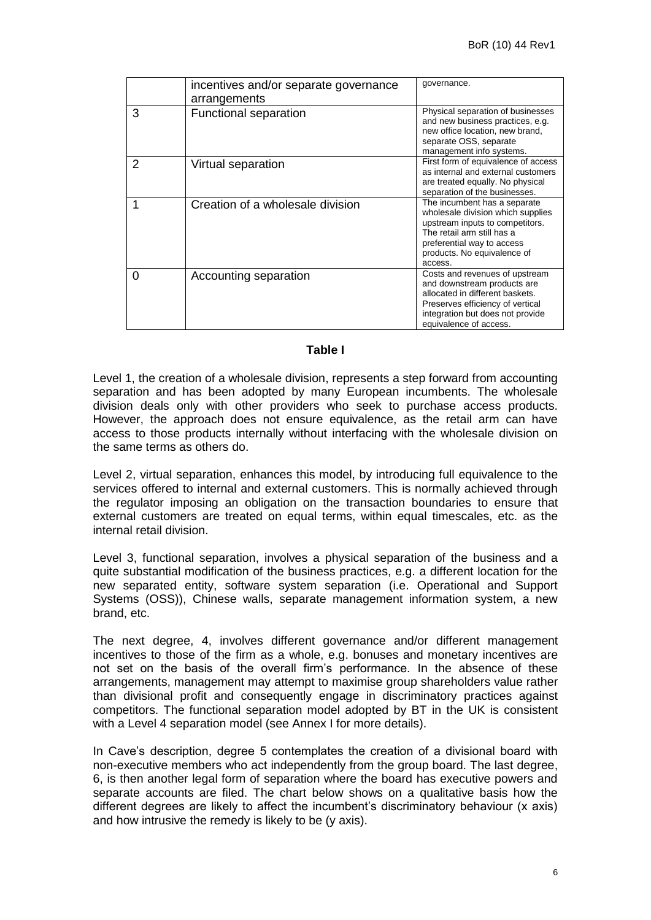|  | incentives and/or separate governance arrangements | governance. |
|---|---|---|
| 3 | Functional separation | Physical separation of businesses and new business practices, e.g. new office location, new brand, separate OSS, separate management info systems. |
| 2 | Virtual separation | First form of equivalence of access as internal and external customers are treated equally. No physical separation of the businesses. |
| 1 | Creation of a wholesale division | The incumbent has a separate wholesale division which supplies upstream inputs to competitors. The retail arm still has a preferential way to access products. No equivalence of access. |
| 0 | Accounting separation | Costs and revenues of upstream and downstream products are allocated in different baskets. Preserves efficiency of vertical integration but does not provide equivalence of access. |

**Table I**

Level 1, the creation of a wholesale division, represents a step forward from accounting separation and has been adopted by many European incumbents. The wholesale division deals only with other providers who seek to purchase access products. However, the approach does not ensure equivalence, as the retail arm can have access to those products internally without interfacing with the wholesale division on the same terms as others do.

Level 2, virtual separation, enhances this model, by introducing full equivalence to the services offered to internal and external customers. This is normally achieved through the regulator imposing an obligation on the transaction boundaries to ensure that external customers are treated on equal terms, within equal timescales, etc. as the internal retail division.

Level 3, functional separation, involves a physical separation of the business and a quite substantial modification of the business practices, e.g. a different location for the new separated entity, software system separation (i.e. Operational and Support Systems (OSS)), Chinese walls, separate management information system, a new brand, etc.

The next degree, 4, involves different governance and/or different management incentives to those of the firm as a whole, e.g. bonuses and monetary incentives are not set on the basis of the overall firm's performance. In the absence of these arrangements, management may attempt to maximise group shareholders value rather than divisional profit and consequently engage in discriminatory practices against competitors. The functional separation model adopted by BT in the UK is consistent with a Level 4 separation model (see Annex I for more details).

In Cave's description, degree 5 contemplates the creation of a divisional board with non-executive members who act independently from the group board. The last degree, 6, is then another legal form of separation where the board has executive powers and separate accounts are filed. The chart below shows on a qualitative basis how the different degrees are likely to affect the incumbent's discriminatory behaviour (x axis) and how intrusive the remedy is likely to be (y axis).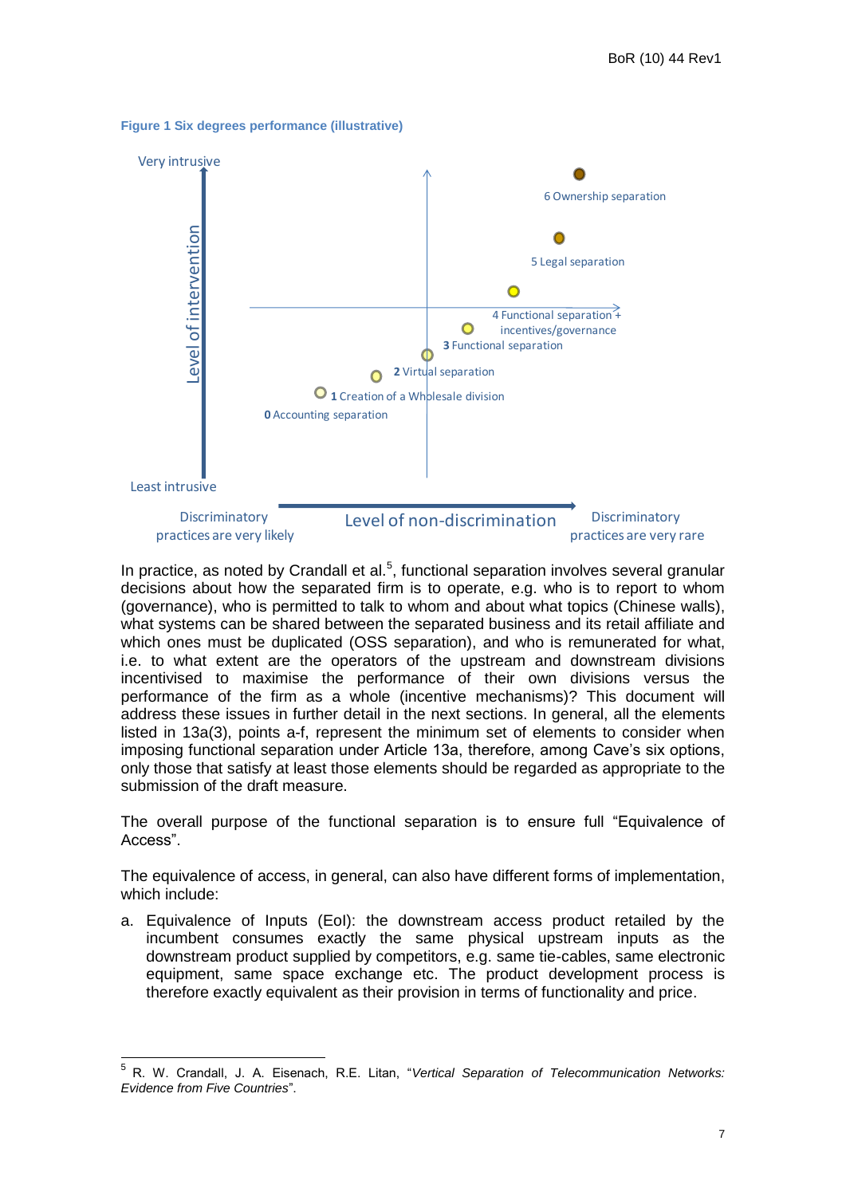**Figure 1 Six degrees performance (illustrative)**

Very intrusive

Level of intervention

Least intrusive

6 Ownership separation

5 Legal separation

4 Functional separation + incentives/governance

**3** Functional separation

**2** Virtual separation

**1** Creation of a Wholesale division

**0** Accounting separation

Discriminatory practices are very likely

Level of non-discrimination

Discriminatory practices are very rare

In practice, as noted by Crandall et al.[5], functional separation involves several granular decisions about how the separated firm is to operate, e.g. who is to report to whom (governance), who is permitted to talk to whom and about what topics (Chinese walls), what systems can be shared between the separated business and its retail affiliate and which ones must be duplicated (OSS separation), and who is remunerated for what, i.e. to what extent are the operators of the upstream and downstream divisions incentivised to maximise the performance of their own divisions versus the performance of the firm as a whole (incentive mechanisms)? This document will address these issues in further detail in the next sections. In general, all the elements listed in 13a(3), points a-f, represent the minimum set of elements to consider when imposing functional separation under Article 13a, therefore, among Cave's six options, only those that satisfy at least those elements should be regarded as appropriate to the submission of the draft measure.

The overall purpose of the functional separation is to ensure full "Equivalence of Access".

The equivalence of access, in general, can also have different forms of implementation, which include:

a. Equivalence of Inputs (EoI): the downstream access product retailed by the incumbent consumes exactly the same physical upstream inputs as the downstream product supplied by competitors, e.g. same tie-cables, same electronic equipment, same space exchange etc. The product development process is therefore exactly equivalent as their provision in terms of functionality and price.

---

[5] R. W. Crandall, J. A. Eisenach, R.E. Litan, "*Vertical Separation of Telecommunication Networks: Evidence from Five Countries*".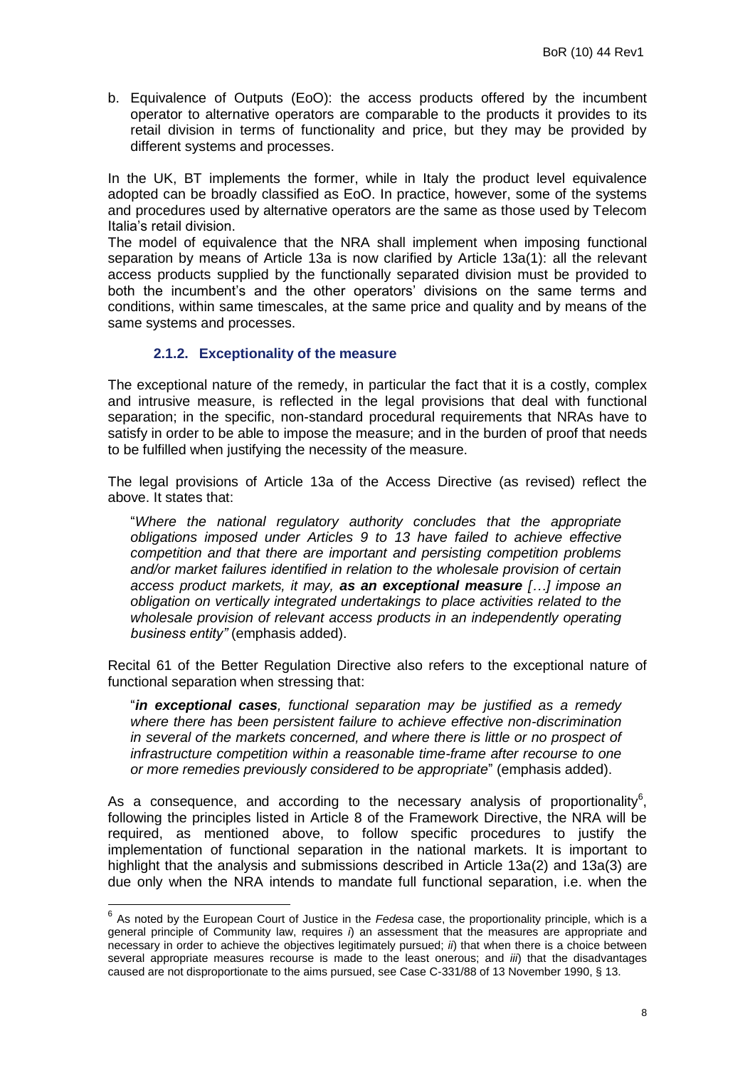b. Equivalence of Outputs (EoO): the access products offered by the incumbent operator to alternative operators are comparable to the products it provides to its retail division in terms of functionality and price, but they may be provided by different systems and processes.

In the UK, BT implements the former, while in Italy the product level equivalence adopted can be broadly classified as EoO. In practice, however, some of the systems and procedures used by alternative operators are the same as those used by Telecom Italia's retail division.

The model of equivalence that the NRA shall implement when imposing functional separation by means of Article 13a is now clarified by Article 13a(1): all the relevant access products supplied by the functionally separated division must be provided to both the incumbent's and the other operators' divisions on the same terms and conditions, within same timescales, at the same price and quality and by means of the same systems and processes.

### 2.1.2. Exceptionality of the measure

The exceptional nature of the remedy, in particular the fact that it is a costly, complex and intrusive measure, is reflected in the legal provisions that deal with functional separation; in the specific, non-standard procedural requirements that NRAs have to satisfy in order to be able to impose the measure; and in the burden of proof that needs to be fulfilled when justifying the necessity of the measure.

The legal provisions of Article 13a of the Access Directive (as revised) reflect the above. It states that:

> "*Where the national regulatory authority concludes that the appropriate obligations imposed under Articles 9 to 13 have failed to achieve effective competition and that there are important and persisting competition problems and/or market failures identified in relation to the wholesale provision of certain access product markets, it may, **as an exceptional measure** […] impose an obligation on vertically integrated undertakings to place activities related to the wholesale provision of relevant access products in an independently operating business entity"* (emphasis added).

Recital 61 of the Better Regulation Directive also refers to the exceptional nature of functional separation when stressing that:

> "***in exceptional cases**, functional separation may be justified as a remedy where there has been persistent failure to achieve effective non-discrimination in several of the markets concerned, and where there is little or no prospect of infrastructure competition within a reasonable time-frame after recourse to one or more remedies previously considered to be appropriate*" (emphasis added).

As a consequence, and according to the necessary analysis of proportionality[6], following the principles listed in Article 8 of the Framework Directive, the NRA will be required, as mentioned above, to follow specific procedures to justify the implementation of functional separation in the national markets. It is important to highlight that the analysis and submissions described in Article 13a(2) and 13a(3) are due only when the NRA intends to mandate full functional separation, i.e. when the

---

[6] As noted by the European Court of Justice in the *Fedesa* case, the proportionality principle, which is a general principle of Community law, requires *i*) an assessment that the measures are appropriate and necessary in order to achieve the objectives legitimately pursued; *ii*) that when there is a choice between several appropriate measures recourse is made to the least onerous; and *iii*) that the disadvantages caused are not disproportionate to the aims pursued, see Case C-331/88 of 13 November 1990, § 13.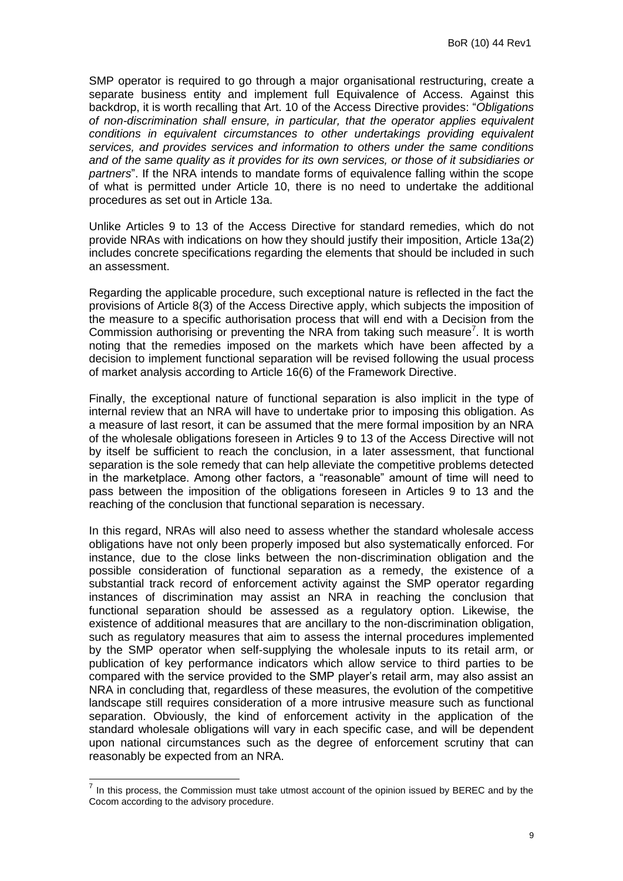SMP operator is required to go through a major organisational restructuring, create a separate business entity and implement full Equivalence of Access. Against this backdrop, it is worth recalling that Art. 10 of the Access Directive provides: "*Obligations of non-discrimination shall ensure, in particular, that the operator applies equivalent conditions in equivalent circumstances to other undertakings providing equivalent services, and provides services and information to others under the same conditions and of the same quality as it provides for its own services, or those of it subsidiaries or partners*". If the NRA intends to mandate forms of equivalence falling within the scope of what is permitted under Article 10, there is no need to undertake the additional procedures as set out in Article 13a.

Unlike Articles 9 to 13 of the Access Directive for standard remedies, which do not provide NRAs with indications on how they should justify their imposition, Article 13a(2) includes concrete specifications regarding the elements that should be included in such an assessment.

Regarding the applicable procedure, such exceptional nature is reflected in the fact the provisions of Article 8(3) of the Access Directive apply, which subjects the imposition of the measure to a specific authorisation process that will end with a Decision from the Commission authorising or preventing the NRA from taking such measure[7]. It is worth noting that the remedies imposed on the markets which have been affected by a decision to implement functional separation will be revised following the usual process of market analysis according to Article 16(6) of the Framework Directive.

Finally, the exceptional nature of functional separation is also implicit in the type of internal review that an NRA will have to undertake prior to imposing this obligation. As a measure of last resort, it can be assumed that the mere formal imposition by an NRA of the wholesale obligations foreseen in Articles 9 to 13 of the Access Directive will not by itself be sufficient to reach the conclusion, in a later assessment, that functional separation is the sole remedy that can help alleviate the competitive problems detected in the marketplace. Among other factors, a "reasonable" amount of time will need to pass between the imposition of the obligations foreseen in Articles 9 to 13 and the reaching of the conclusion that functional separation is necessary.

In this regard, NRAs will also need to assess whether the standard wholesale access obligations have not only been properly imposed but also systematically enforced. For instance, due to the close links between the non-discrimination obligation and the possible consideration of functional separation as a remedy, the existence of a substantial track record of enforcement activity against the SMP operator regarding instances of discrimination may assist an NRA in reaching the conclusion that functional separation should be assessed as a regulatory option. Likewise, the existence of additional measures that are ancillary to the non-discrimination obligation, such as regulatory measures that aim to assess the internal procedures implemented by the SMP operator when self-supplying the wholesale inputs to its retail arm, or publication of key performance indicators which allow service to third parties to be compared with the service provided to the SMP player's retail arm, may also assist an NRA in concluding that, regardless of these measures, the evolution of the competitive landscape still requires consideration of a more intrusive measure such as functional separation. Obviously, the kind of enforcement activity in the application of the standard wholesale obligations will vary in each specific case, and will be dependent upon national circumstances such as the degree of enforcement scrutiny that can reasonably be expected from an NRA.

---

[7] In this process, the Commission must take utmost account of the opinion issued by BEREC and by the Cocom according to the advisory procedure.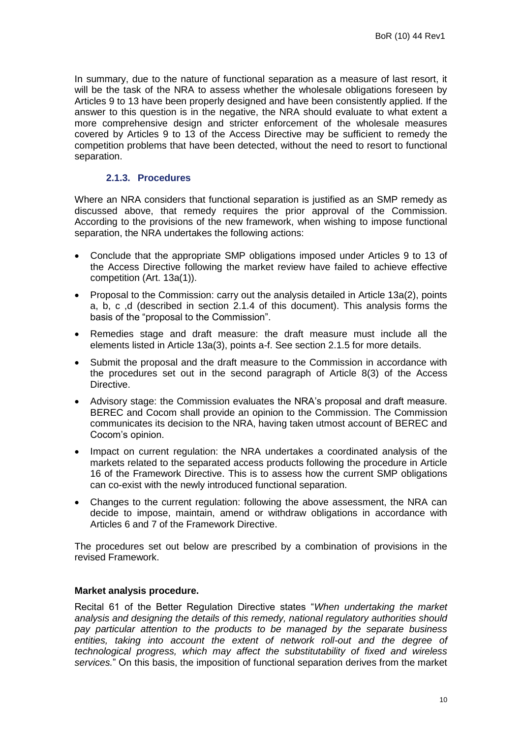In summary, due to the nature of functional separation as a measure of last resort, it will be the task of the NRA to assess whether the wholesale obligations foreseen by Articles 9 to 13 have been properly designed and have been consistently applied. If the answer to this question is in the negative, the NRA should evaluate to what extent a more comprehensive design and stricter enforcement of the wholesale measures covered by Articles 9 to 13 of the Access Directive may be sufficient to remedy the competition problems that have been detected, without the need to resort to functional separation.

### 2.1.3. Procedures

Where an NRA considers that functional separation is justified as an SMP remedy as discussed above, that remedy requires the prior approval of the Commission. According to the provisions of the new framework, when wishing to impose functional separation, the NRA undertakes the following actions:

- Conclude that the appropriate SMP obligations imposed under Articles 9 to 13 of the Access Directive following the market review have failed to achieve effective competition (Art. 13a(1)).
- Proposal to the Commission: carry out the analysis detailed in Article 13a(2), points a, b, c ,d (described in section 2.1.4 of this document). This analysis forms the basis of the "proposal to the Commission".
- Remedies stage and draft measure: the draft measure must include all the elements listed in Article 13a(3), points a-f. See section 2.1.5 for more details.
- Submit the proposal and the draft measure to the Commission in accordance with the procedures set out in the second paragraph of Article 8(3) of the Access Directive.
- Advisory stage: the Commission evaluates the NRA's proposal and draft measure. BEREC and Cocom shall provide an opinion to the Commission. The Commission communicates its decision to the NRA, having taken utmost account of BEREC and Cocom's opinion.
- Impact on current regulation: the NRA undertakes a coordinated analysis of the markets related to the separated access products following the procedure in Article 16 of the Framework Directive. This is to assess how the current SMP obligations can co-exist with the newly introduced functional separation.
- Changes to the current regulation: following the above assessment, the NRA can decide to impose, maintain, amend or withdraw obligations in accordance with Articles 6 and 7 of the Framework Directive.

The procedures set out below are prescribed by a combination of provisions in the revised Framework.

**Market analysis procedure.**

Recital 61 of the Better Regulation Directive states "*When undertaking the market analysis and designing the details of this remedy, national regulatory authorities should pay particular attention to the products to be managed by the separate business entities, taking into account the extent of network roll-out and the degree of technological progress, which may affect the substitutability of fixed and wireless services.*" On this basis, the imposition of functional separation derives from the market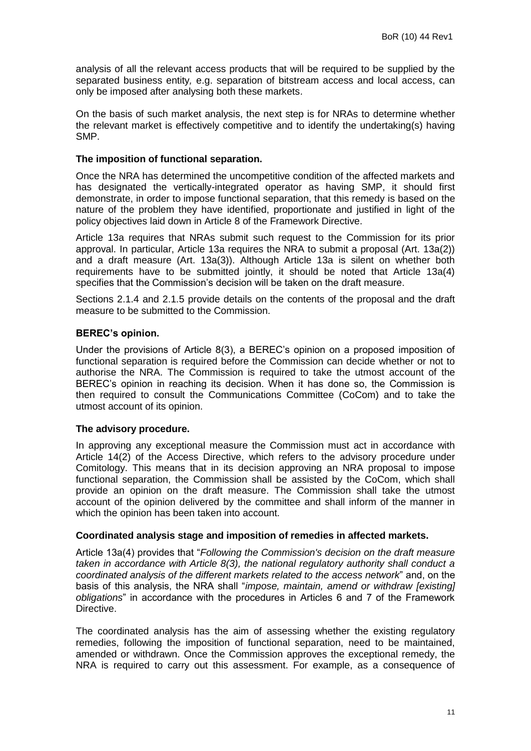analysis of all the relevant access products that will be required to be supplied by the separated business entity*,* e.g. separation of bitstream access and local access, can only be imposed after analysing both these markets.

On the basis of such market analysis, the next step is for NRAs to determine whether the relevant market is effectively competitive and to identify the undertaking(s) having SMP.

**The imposition of functional separation.**

Once the NRA has determined the uncompetitive condition of the affected markets and has designated the vertically-integrated operator as having SMP, it should first demonstrate, in order to impose functional separation, that this remedy is based on the nature of the problem they have identified, proportionate and justified in light of the policy objectives laid down in Article 8 of the Framework Directive.

Article 13a requires that NRAs submit such request to the Commission for its prior approval. In particular, Article 13a requires the NRA to submit a proposal (Art. 13a(2)) and a draft measure (Art. 13a(3)). Although Article 13a is silent on whether both requirements have to be submitted jointly, it should be noted that Article 13a(4) specifies that the Commission's decision will be taken on the draft measure.

Sections 2.1.4 and 2.1.5 provide details on the contents of the proposal and the draft measure to be submitted to the Commission.

**BEREC's opinion.**

Under the provisions of Article 8(3), a BEREC's opinion on a proposed imposition of functional separation is required before the Commission can decide whether or not to authorise the NRA. The Commission is required to take the utmost account of the BEREC's opinion in reaching its decision. When it has done so, the Commission is then required to consult the Communications Committee (CoCom) and to take the utmost account of its opinion.

**The advisory procedure.**

In approving any exceptional measure the Commission must act in accordance with Article 14(2) of the Access Directive, which refers to the advisory procedure under Comitology. This means that in its decision approving an NRA proposal to impose functional separation, the Commission shall be assisted by the CoCom, which shall provide an opinion on the draft measure. The Commission shall take the utmost account of the opinion delivered by the committee and shall inform of the manner in which the opinion has been taken into account.

**Coordinated analysis stage and imposition of remedies in affected markets.**

Article 13a(4) provides that "*Following the Commission's decision on the draft measure taken in accordance with Article 8(3), the national regulatory authority shall conduct a coordinated analysis of the different markets related to the access network*" and, on the basis of this analysis, the NRA shall "*impose, maintain, amend or withdraw [existing] obligations*" in accordance with the procedures in Articles 6 and 7 of the Framework Directive.

The coordinated analysis has the aim of assessing whether the existing regulatory remedies, following the imposition of functional separation, need to be maintained, amended or withdrawn. Once the Commission approves the exceptional remedy, the NRA is required to carry out this assessment. For example, as a consequence of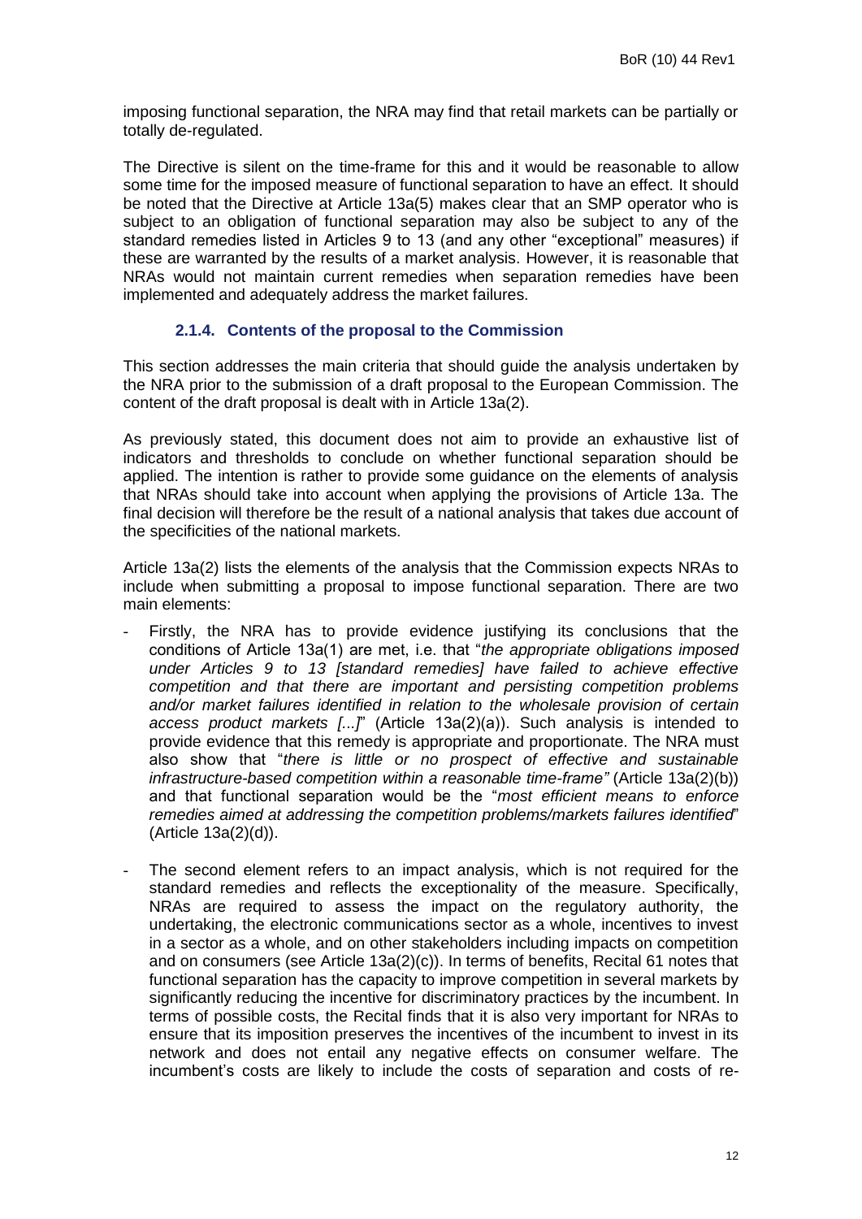imposing functional separation, the NRA may find that retail markets can be partially or totally de-regulated.

The Directive is silent on the time-frame for this and it would be reasonable to allow some time for the imposed measure of functional separation to have an effect. It should be noted that the Directive at Article 13a(5) makes clear that an SMP operator who is subject to an obligation of functional separation may also be subject to any of the standard remedies listed in Articles 9 to 13 (and any other "exceptional" measures) if these are warranted by the results of a market analysis. However, it is reasonable that NRAs would not maintain current remedies when separation remedies have been implemented and adequately address the market failures.

### 2.1.4. Contents of the proposal to the Commission

This section addresses the main criteria that should guide the analysis undertaken by the NRA prior to the submission of a draft proposal to the European Commission. The content of the draft proposal is dealt with in Article 13a(2).

As previously stated, this document does not aim to provide an exhaustive list of indicators and thresholds to conclude on whether functional separation should be applied. The intention is rather to provide some guidance on the elements of analysis that NRAs should take into account when applying the provisions of Article 13a. The final decision will therefore be the result of a national analysis that takes due account of the specificities of the national markets.

Article 13a(2) lists the elements of the analysis that the Commission expects NRAs to include when submitting a proposal to impose functional separation. There are two main elements:

- Firstly, the NRA has to provide evidence justifying its conclusions that the conditions of Article 13a(1) are met, i.e. that "*the appropriate obligations imposed under Articles 9 to 13 [standard remedies] have failed to achieve effective competition and that there are important and persisting competition problems and/or market failures identified in relation to the wholesale provision of certain access product markets [...]*" (Article 13a(2)(a)). Such analysis is intended to provide evidence that this remedy is appropriate and proportionate. The NRA must also show that "*there is little or no prospect of effective and sustainable infrastructure-based competition within a reasonable time-frame"* (Article 13a(2)(b)) and that functional separation would be the "*most efficient means to enforce remedies aimed at addressing the competition problems/markets failures identified*" (Article 13a(2)(d)).
- The second element refers to an impact analysis, which is not required for the standard remedies and reflects the exceptionality of the measure. Specifically, NRAs are required to assess the impact on the regulatory authority, the undertaking, the electronic communications sector as a whole, incentives to invest in a sector as a whole, and on other stakeholders including impacts on competition and on consumers (see Article 13a(2)(c)). In terms of benefits, Recital 61 notes that functional separation has the capacity to improve competition in several markets by significantly reducing the incentive for discriminatory practices by the incumbent. In terms of possible costs, the Recital finds that it is also very important for NRAs to ensure that its imposition preserves the incentives of the incumbent to invest in its network and does not entail any negative effects on consumer welfare. The incumbent's costs are likely to include the costs of separation and costs of re-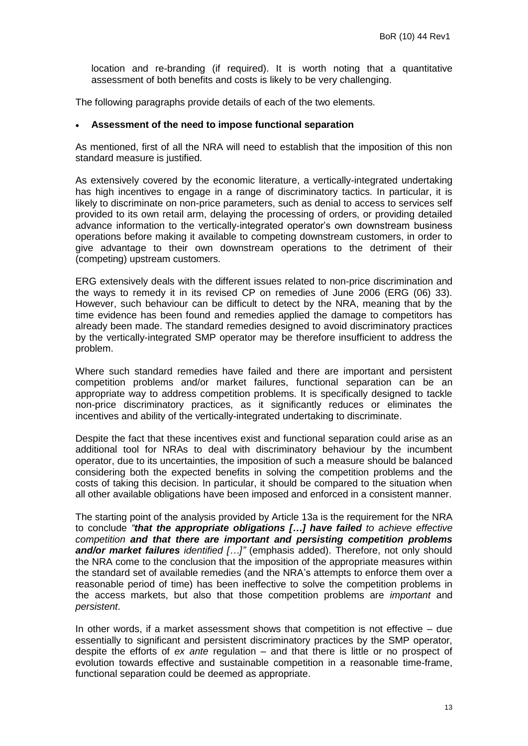location and re-branding (if required). It is worth noting that a quantitative assessment of both benefits and costs is likely to be very challenging.

The following paragraphs provide details of each of the two elements.

- **Assessment of the need to impose functional separation**

As mentioned, first of all the NRA will need to establish that the imposition of this non standard measure is justified.

As extensively covered by the economic literature, a vertically-integrated undertaking has high incentives to engage in a range of discriminatory tactics. In particular, it is likely to discriminate on non-price parameters, such as denial to access to services self provided to its own retail arm, delaying the processing of orders, or providing detailed advance information to the vertically-integrated operator's own downstream business operations before making it available to competing downstream customers, in order to give advantage to their own downstream operations to the detriment of their (competing) upstream customers.

ERG extensively deals with the different issues related to non-price discrimination and the ways to remedy it in its revised CP on remedies of June 2006 (ERG (06) 33). However, such behaviour can be difficult to detect by the NRA, meaning that by the time evidence has been found and remedies applied the damage to competitors has already been made. The standard remedies designed to avoid discriminatory practices by the vertically-integrated SMP operator may be therefore insufficient to address the problem.

Where such standard remedies have failed and there are important and persistent competition problems and/or market failures, functional separation can be an appropriate way to address competition problems. It is specifically designed to tackle non-price discriminatory practices, as it significantly reduces or eliminates the incentives and ability of the vertically-integrated undertaking to discriminate.

Despite the fact that these incentives exist and functional separation could arise as an additional tool for NRAs to deal with discriminatory behaviour by the incumbent operator, due to its uncertainties, the imposition of such a measure should be balanced considering both the expected benefits in solving the competition problems and the costs of taking this decision. In particular, it should be compared to the situation when all other available obligations have been imposed and enforced in a consistent manner.

The starting point of the analysis provided by Article 13a is the requirement for the NRA to conclude *"**that the appropriate obligations […] have failed** to achieve effective competition **and that there are important and persisting competition problems and/or market failures** identified […]"* (emphasis added). Therefore, not only should the NRA come to the conclusion that the imposition of the appropriate measures within the standard set of available remedies (and the NRA's attempts to enforce them over a reasonable period of time) has been ineffective to solve the competition problems in the access markets, but also that those competition problems are *important* and *persistent*.

In other words, if a market assessment shows that competition is not effective – due essentially to significant and persistent discriminatory practices by the SMP operator, despite the efforts of *ex ante* regulation – and that there is little or no prospect of evolution towards effective and sustainable competition in a reasonable time-frame, functional separation could be deemed as appropriate.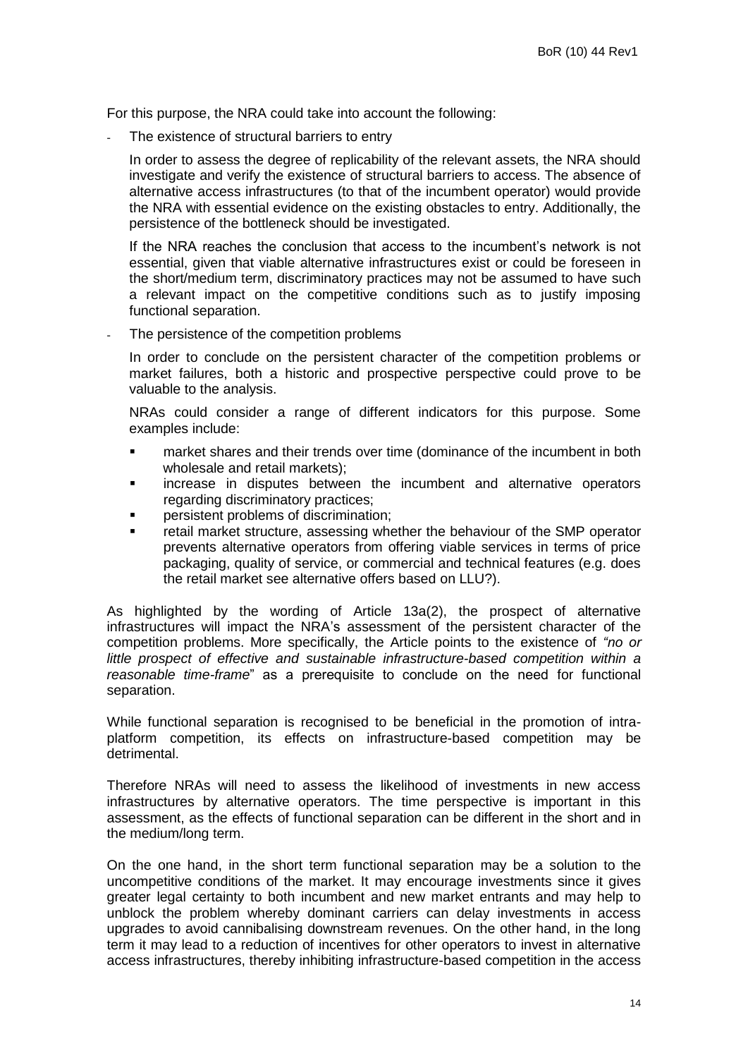For this purpose, the NRA could take into account the following:

- The existence of structural barriers to entry

  In order to assess the degree of replicability of the relevant assets, the NRA should investigate and verify the existence of structural barriers to access. The absence of alternative access infrastructures (to that of the incumbent operator) would provide the NRA with essential evidence on the existing obstacles to entry. Additionally, the persistence of the bottleneck should be investigated.

  If the NRA reaches the conclusion that access to the incumbent's network is not essential, given that viable alternative infrastructures exist or could be foreseen in the short/medium term, discriminatory practices may not be assumed to have such a relevant impact on the competitive conditions such as to justify imposing functional separation.

- The persistence of the competition problems

  In order to conclude on the persistent character of the competition problems or market failures, both a historic and prospective perspective could prove to be valuable to the analysis.

  NRAs could consider a range of different indicators for this purpose. Some examples include:

  - market shares and their trends over time (dominance of the incumbent in both wholesale and retail markets);
  - increase in disputes between the incumbent and alternative operators regarding discriminatory practices;
  - persistent problems of discrimination;
  - retail market structure, assessing whether the behaviour of the SMP operator prevents alternative operators from offering viable services in terms of price packaging, quality of service, or commercial and technical features (e.g. does the retail market see alternative offers based on LLU?).

As highlighted by the wording of Article 13a(2), the prospect of alternative infrastructures will impact the NRA's assessment of the persistent character of the competition problems. More specifically, the Article points to the existence of *"no or little prospect of effective and sustainable infrastructure-based competition within a reasonable time-frame*" as a prerequisite to conclude on the need for functional separation.

While functional separation is recognised to be beneficial in the promotion of intra-platform competition, its effects on infrastructure-based competition may be detrimental.

Therefore NRAs will need to assess the likelihood of investments in new access infrastructures by alternative operators. The time perspective is important in this assessment, as the effects of functional separation can be different in the short and in the medium/long term.

On the one hand, in the short term functional separation may be a solution to the uncompetitive conditions of the market. It may encourage investments since it gives greater legal certainty to both incumbent and new market entrants and may help to unblock the problem whereby dominant carriers can delay investments in access upgrades to avoid cannibalising downstream revenues. On the other hand, in the long term it may lead to a reduction of incentives for other operators to invest in alternative access infrastructures, thereby inhibiting infrastructure-based competition in the access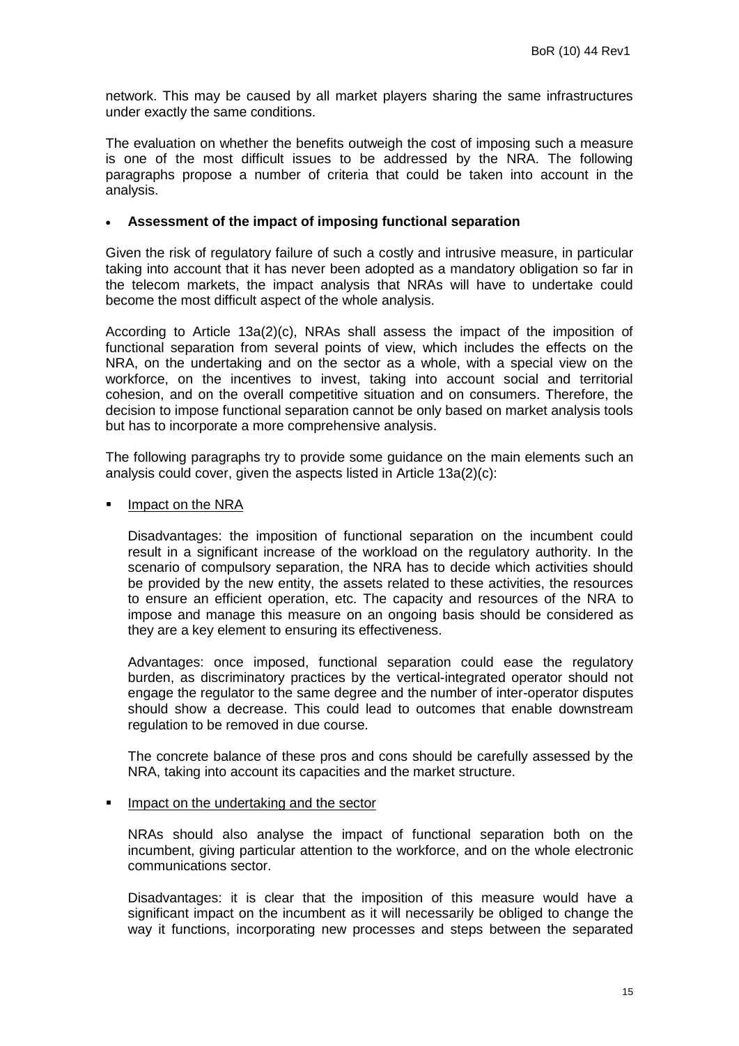network. This may be caused by all market players sharing the same infrastructures under exactly the same conditions.

The evaluation on whether the benefits outweigh the cost of imposing such a measure is one of the most difficult issues to be addressed by the NRA. The following paragraphs propose a number of criteria that could be taken into account in the analysis.

- **Assessment of the impact of imposing functional separation**

Given the risk of regulatory failure of such a costly and intrusive measure, in particular taking into account that it has never been adopted as a mandatory obligation so far in the telecom markets, the impact analysis that NRAs will have to undertake could become the most difficult aspect of the whole analysis.

According to Article 13a(2)(c), NRAs shall assess the impact of the imposition of functional separation from several points of view, which includes the effects on the NRA, on the undertaking and on the sector as a whole, with a special view on the workforce, on the incentives to invest, taking into account social and territorial cohesion, and on the overall competitive situation and on consumers. Therefore, the decision to impose functional separation cannot be only based on market analysis tools but has to incorporate a more comprehensive analysis.

The following paragraphs try to provide some guidance on the main elements such an analysis could cover, given the aspects listed in Article 13a(2)(c):

- Impact on the NRA

  Disadvantages: the imposition of functional separation on the incumbent could result in a significant increase of the workload on the regulatory authority. In the scenario of compulsory separation, the NRA has to decide which activities should be provided by the new entity, the assets related to these activities, the resources to ensure an efficient operation, etc. The capacity and resources of the NRA to impose and manage this measure on an ongoing basis should be considered as they are a key element to ensuring its effectiveness.

  Advantages: once imposed, functional separation could ease the regulatory burden, as discriminatory practices by the vertical-integrated operator should not engage the regulator to the same degree and the number of inter-operator disputes should show a decrease. This could lead to outcomes that enable downstream regulation to be removed in due course.

  The concrete balance of these pros and cons should be carefully assessed by the NRA, taking into account its capacities and the market structure.

- Impact on the undertaking and the sector

  NRAs should also analyse the impact of functional separation both on the incumbent, giving particular attention to the workforce, and on the whole electronic communications sector.

  Disadvantages: it is clear that the imposition of this measure would have a significant impact on the incumbent as it will necessarily be obliged to change the way it functions, incorporating new processes and steps between the separated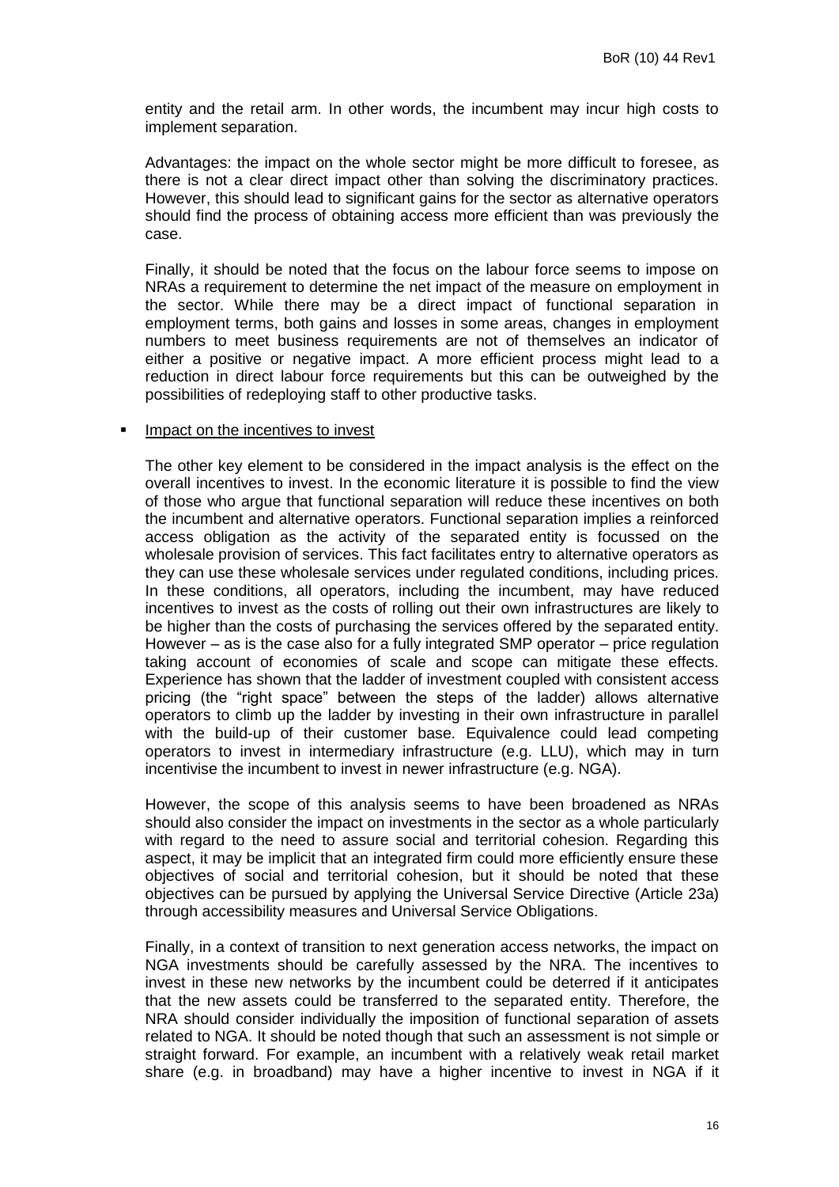entity and the retail arm. In other words, the incumbent may incur high costs to implement separation.

Advantages: the impact on the whole sector might be more difficult to foresee, as there is not a clear direct impact other than solving the discriminatory practices. However, this should lead to significant gains for the sector as alternative operators should find the process of obtaining access more efficient than was previously the case.

Finally, it should be noted that the focus on the labour force seems to impose on NRAs a requirement to determine the net impact of the measure on employment in the sector. While there may be a direct impact of functional separation in employment terms, both gains and losses in some areas, changes in employment numbers to meet business requirements are not of themselves an indicator of either a positive or negative impact. A more efficient process might lead to a reduction in direct labour force requirements but this can be outweighed by the possibilities of redeploying staff to other productive tasks.

- Impact on the incentives to invest

  The other key element to be considered in the impact analysis is the effect on the overall incentives to invest. In the economic literature it is possible to find the view of those who argue that functional separation will reduce these incentives on both the incumbent and alternative operators. Functional separation implies a reinforced access obligation as the activity of the separated entity is focussed on the wholesale provision of services. This fact facilitates entry to alternative operators as they can use these wholesale services under regulated conditions, including prices. In these conditions, all operators, including the incumbent, may have reduced incentives to invest as the costs of rolling out their own infrastructures are likely to be higher than the costs of purchasing the services offered by the separated entity. However – as is the case also for a fully integrated SMP operator – price regulation taking account of economies of scale and scope can mitigate these effects. Experience has shown that the ladder of investment coupled with consistent access pricing (the "right space" between the steps of the ladder) allows alternative operators to climb up the ladder by investing in their own infrastructure in parallel with the build-up of their customer base. Equivalence could lead competing operators to invest in intermediary infrastructure (e.g. LLU), which may in turn incentivise the incumbent to invest in newer infrastructure (e.g. NGA).

  However, the scope of this analysis seems to have been broadened as NRAs should also consider the impact on investments in the sector as a whole particularly with regard to the need to assure social and territorial cohesion. Regarding this aspect, it may be implicit that an integrated firm could more efficiently ensure these objectives of social and territorial cohesion, but it should be noted that these objectives can be pursued by applying the Universal Service Directive (Article 23a) through accessibility measures and Universal Service Obligations.

  Finally, in a context of transition to next generation access networks, the impact on NGA investments should be carefully assessed by the NRA. The incentives to invest in these new networks by the incumbent could be deterred if it anticipates that the new assets could be transferred to the separated entity. Therefore, the NRA should consider individually the imposition of functional separation of assets related to NGA. It should be noted though that such an assessment is not simple or straight forward. For example, an incumbent with a relatively weak retail market share (e.g. in broadband) may have a higher incentive to invest in NGA if it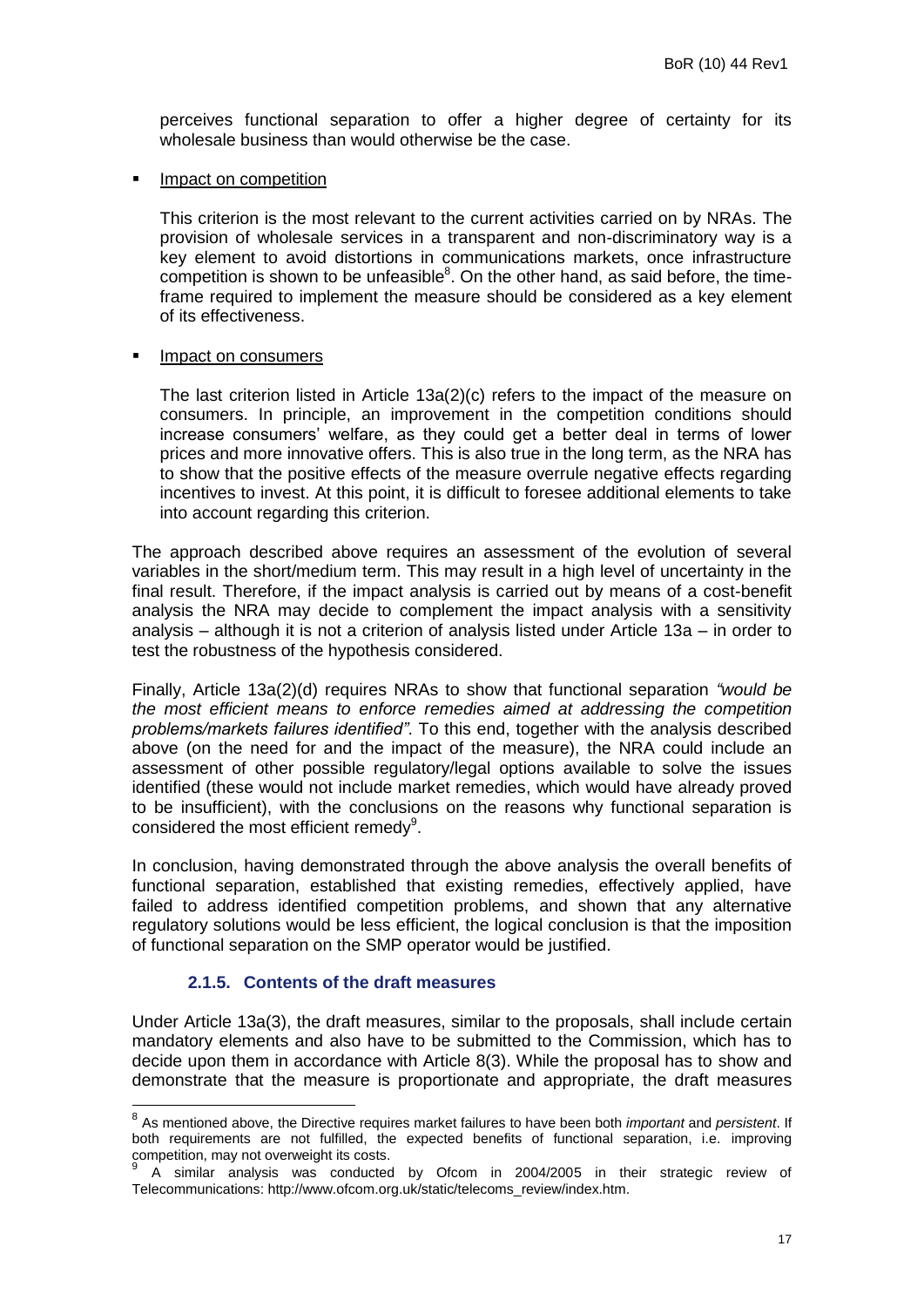perceives functional separation to offer a higher degree of certainty for its wholesale business than would otherwise be the case.

- Impact on competition

  This criterion is the most relevant to the current activities carried on by NRAs. The provision of wholesale services in a transparent and non-discriminatory way is a key element to avoid distortions in communications markets, once infrastructure competition is shown to be unfeasible[8]. On the other hand, as said before, the time-frame required to implement the measure should be considered as a key element of its effectiveness.

- Impact on consumers

  The last criterion listed in Article 13a(2)(c) refers to the impact of the measure on consumers. In principle, an improvement in the competition conditions should increase consumers' welfare, as they could get a better deal in terms of lower prices and more innovative offers. This is also true in the long term, as the NRA has to show that the positive effects of the measure overrule negative effects regarding incentives to invest. At this point, it is difficult to foresee additional elements to take into account regarding this criterion.

The approach described above requires an assessment of the evolution of several variables in the short/medium term. This may result in a high level of uncertainty in the final result. Therefore, if the impact analysis is carried out by means of a cost-benefit analysis the NRA may decide to complement the impact analysis with a sensitivity analysis – although it is not a criterion of analysis listed under Article 13a – in order to test the robustness of the hypothesis considered.

Finally, Article 13a(2)(d) requires NRAs to show that functional separation *"would be the most efficient means to enforce remedies aimed at addressing the competition problems/markets failures identified"*. To this end, together with the analysis described above (on the need for and the impact of the measure), the NRA could include an assessment of other possible regulatory/legal options available to solve the issues identified (these would not include market remedies, which would have already proved to be insufficient), with the conclusions on the reasons why functional separation is considered the most efficient remedy[9].

In conclusion, having demonstrated through the above analysis the overall benefits of functional separation, established that existing remedies, effectively applied, have failed to address identified competition problems, and shown that any alternative regulatory solutions would be less efficient, the logical conclusion is that the imposition of functional separation on the SMP operator would be justified.

### 2.1.5. Contents of the draft measures

Under Article 13a(3), the draft measures, similar to the proposals, shall include certain mandatory elements and also have to be submitted to the Commission, which has to decide upon them in accordance with Article 8(3). While the proposal has to show and demonstrate that the measure is proportionate and appropriate, the draft measures

---

[8] As mentioned above, the Directive requires market failures to have been both *important* and *persistent*. If both requirements are not fulfilled, the expected benefits of functional separation, i.e. improving competition, may not overweight its costs.

[9] A similar analysis was conducted by Ofcom in 2004/2005 in their strategic review of Telecommunications: http://www.ofcom.org.uk/static/telecoms_review/index.htm.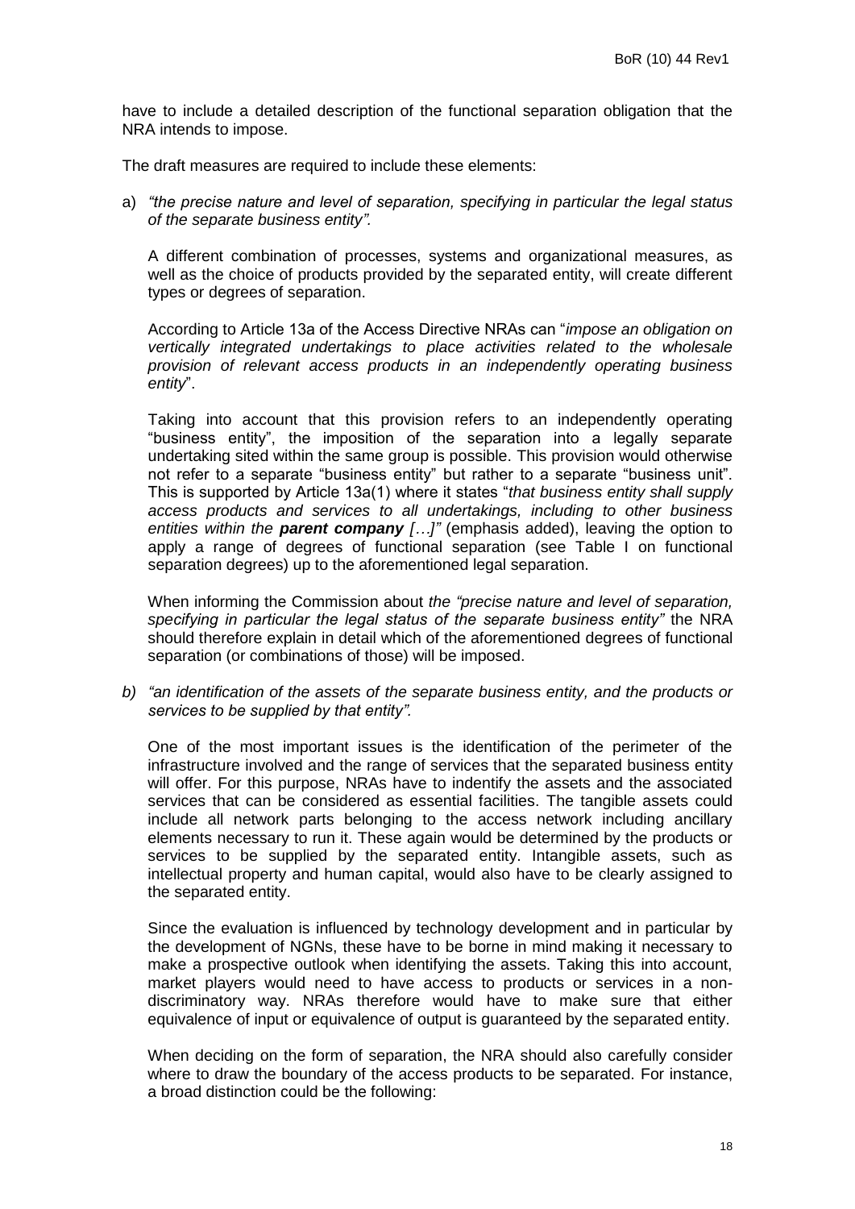have to include a detailed description of the functional separation obligation that the NRA intends to impose.

The draft measures are required to include these elements:

a) *"the precise nature and level of separation, specifying in particular the legal status of the separate business entity".*

   A different combination of processes, systems and organizational measures, as well as the choice of products provided by the separated entity, will create different types or degrees of separation.

   According to Article 13a of the Access Directive NRAs can "*impose an obligation on vertically integrated undertakings to place activities related to the wholesale provision of relevant access products in an independently operating business entity*".

   Taking into account that this provision refers to an independently operating "business entity", the imposition of the separation into a legally separate undertaking sited within the same group is possible. This provision would otherwise not refer to a separate "business entity" but rather to a separate "business unit". This is supported by Article 13a(1) where it states "*that business entity shall supply access products and services to all undertakings, including to other business entities within the* ***parent company*** *[…]"* (emphasis added), leaving the option to apply a range of degrees of functional separation (see Table I on functional separation degrees) up to the aforementioned legal separation.

   When informing the Commission about *the "precise nature and level of separation, specifying in particular the legal status of the separate business entity"* the NRA should therefore explain in detail which of the aforementioned degrees of functional separation (or combinations of those) will be imposed.

b) *"an identification of the assets of the separate business entity, and the products or services to be supplied by that entity".*

   One of the most important issues is the identification of the perimeter of the infrastructure involved and the range of services that the separated business entity will offer. For this purpose, NRAs have to indentify the assets and the associated services that can be considered as essential facilities. The tangible assets could include all network parts belonging to the access network including ancillary elements necessary to run it. These again would be determined by the products or services to be supplied by the separated entity. Intangible assets, such as intellectual property and human capital, would also have to be clearly assigned to the separated entity.

   Since the evaluation is influenced by technology development and in particular by the development of NGNs, these have to be borne in mind making it necessary to make a prospective outlook when identifying the assets. Taking this into account, market players would need to have access to products or services in a non-discriminatory way. NRAs therefore would have to make sure that either equivalence of input or equivalence of output is guaranteed by the separated entity.

   When deciding on the form of separation, the NRA should also carefully consider where to draw the boundary of the access products to be separated. For instance, a broad distinction could be the following: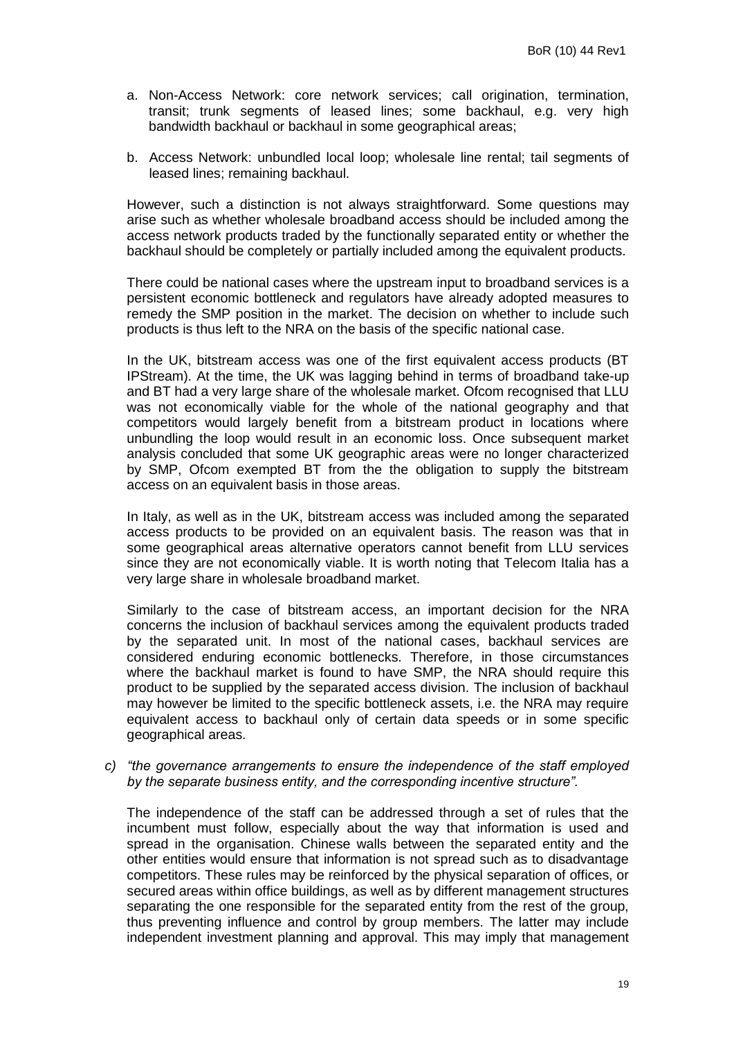a. Non-Access Network: core network services; call origination, termination, transit; trunk segments of leased lines; some backhaul, e.g. very high bandwidth backhaul or backhaul in some geographical areas;

b. Access Network: unbundled local loop; wholesale line rental; tail segments of leased lines; remaining backhaul.

However, such a distinction is not always straightforward. Some questions may arise such as whether wholesale broadband access should be included among the access network products traded by the functionally separated entity or whether the backhaul should be completely or partially included among the equivalent products.

There could be national cases where the upstream input to broadband services is a persistent economic bottleneck and regulators have already adopted measures to remedy the SMP position in the market. The decision on whether to include such products is thus left to the NRA on the basis of the specific national case.

In the UK, bitstream access was one of the first equivalent access products (BT IPStream). At the time, the UK was lagging behind in terms of broadband take-up and BT had a very large share of the wholesale market. Ofcom recognised that LLU was not economically viable for the whole of the national geography and that competitors would largely benefit from a bitstream product in locations where unbundling the loop would result in an economic loss. Once subsequent market analysis concluded that some UK geographic areas were no longer characterized by SMP, Ofcom exempted BT from the the obligation to supply the bitstream access on an equivalent basis in those areas.

In Italy, as well as in the UK, bitstream access was included among the separated access products to be provided on an equivalent basis. The reason was that in some geographical areas alternative operators cannot benefit from LLU services since they are not economically viable. It is worth noting that Telecom Italia has a very large share in wholesale broadband market.

Similarly to the case of bitstream access, an important decision for the NRA concerns the inclusion of backhaul services among the equivalent products traded by the separated unit. In most of the national cases, backhaul services are considered enduring economic bottlenecks. Therefore, in those circumstances where the backhaul market is found to have SMP, the NRA should require this product to be supplied by the separated access division. The inclusion of backhaul may however be limited to the specific bottleneck assets, i.e. the NRA may require equivalent access to backhaul only of certain data speeds or in some specific geographical areas.

c) *"the governance arrangements to ensure the independence of the staff employed by the separate business entity, and the corresponding incentive structure".*

The independence of the staff can be addressed through a set of rules that the incumbent must follow, especially about the way that information is used and spread in the organisation. Chinese walls between the separated entity and the other entities would ensure that information is not spread such as to disadvantage competitors. These rules may be reinforced by the physical separation of offices, or secured areas within office buildings, as well as by different management structures separating the one responsible for the separated entity from the rest of the group, thus preventing influence and control by group members. The latter may include independent investment planning and approval. This may imply that management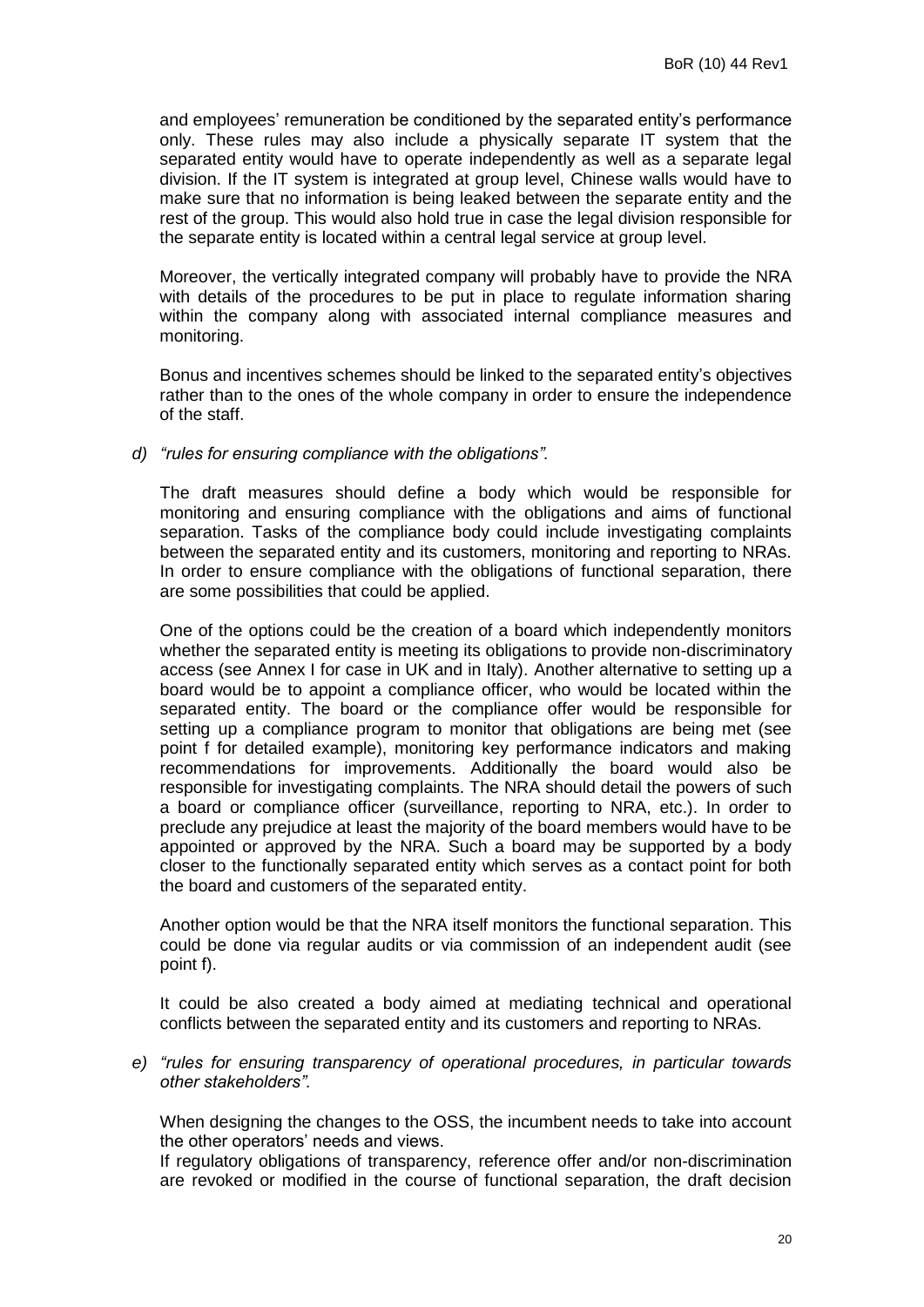and employees' remuneration be conditioned by the separated entity's performance only. These rules may also include a physically separate IT system that the separated entity would have to operate independently as well as a separate legal division. If the IT system is integrated at group level, Chinese walls would have to make sure that no information is being leaked between the separate entity and the rest of the group. This would also hold true in case the legal division responsible for the separate entity is located within a central legal service at group level.

Moreover, the vertically integrated company will probably have to provide the NRA with details of the procedures to be put in place to regulate information sharing within the company along with associated internal compliance measures and monitoring.

Bonus and incentives schemes should be linked to the separated entity's objectives rather than to the ones of the whole company in order to ensure the independence of the staff.

d) *"rules for ensuring compliance with the obligations".*

The draft measures should define a body which would be responsible for monitoring and ensuring compliance with the obligations and aims of functional separation. Tasks of the compliance body could include investigating complaints between the separated entity and its customers, monitoring and reporting to NRAs. In order to ensure compliance with the obligations of functional separation, there are some possibilities that could be applied.

One of the options could be the creation of a board which independently monitors whether the separated entity is meeting its obligations to provide non-discriminatory access (see Annex I for case in UK and in Italy). Another alternative to setting up a board would be to appoint a compliance officer, who would be located within the separated entity. The board or the compliance offer would be responsible for setting up a compliance program to monitor that obligations are being met (see point f for detailed example), monitoring key performance indicators and making recommendations for improvements. Additionally the board would also be responsible for investigating complaints. The NRA should detail the powers of such a board or compliance officer (surveillance, reporting to NRA, etc.). In order to preclude any prejudice at least the majority of the board members would have to be appointed or approved by the NRA. Such a board may be supported by a body closer to the functionally separated entity which serves as a contact point for both the board and customers of the separated entity.

Another option would be that the NRA itself monitors the functional separation. This could be done via regular audits or via commission of an independent audit (see point f).

It could be also created a body aimed at mediating technical and operational conflicts between the separated entity and its customers and reporting to NRAs.

e) *"rules for ensuring transparency of operational procedures, in particular towards other stakeholders".*

When designing the changes to the OSS, the incumbent needs to take into account the other operators' needs and views.
If regulatory obligations of transparency, reference offer and/or non-discrimination are revoked or modified in the course of functional separation, the draft decision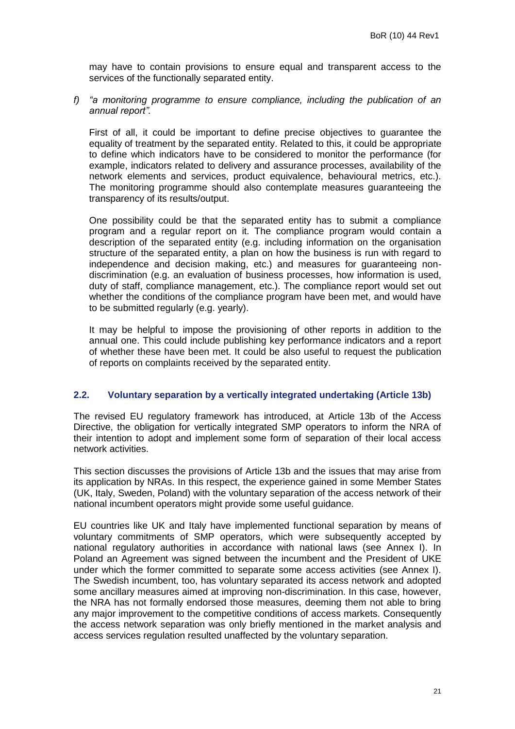may have to contain provisions to ensure equal and transparent access to the services of the functionally separated entity.

f) *"a monitoring programme to ensure compliance, including the publication of an annual report".*

First of all, it could be important to define precise objectives to guarantee the equality of treatment by the separated entity. Related to this, it could be appropriate to define which indicators have to be considered to monitor the performance (for example, indicators related to delivery and assurance processes, availability of the network elements and services, product equivalence, behavioural metrics, etc.). The monitoring programme should also contemplate measures guaranteeing the transparency of its results/output.

One possibility could be that the separated entity has to submit a compliance program and a regular report on it. The compliance program would contain a description of the separated entity (e.g. including information on the organisation structure of the separated entity, a plan on how the business is run with regard to independence and decision making, etc.) and measures for guaranteeing non-discrimination (e.g. an evaluation of business processes, how information is used, duty of staff, compliance management, etc.). The compliance report would set out whether the conditions of the compliance program have been met, and would have to be submitted regularly (e.g. yearly).

It may be helpful to impose the provisioning of other reports in addition to the annual one. This could include publishing key performance indicators and a report of whether these have been met. It could be also useful to request the publication of reports on complaints received by the separated entity.

## 2.2. Voluntary separation by a vertically integrated undertaking (Article 13b)

The revised EU regulatory framework has introduced, at Article 13b of the Access Directive, the obligation for vertically integrated SMP operators to inform the NRA of their intention to adopt and implement some form of separation of their local access network activities.

This section discusses the provisions of Article 13b and the issues that may arise from its application by NRAs. In this respect, the experience gained in some Member States (UK, Italy, Sweden, Poland) with the voluntary separation of the access network of their national incumbent operators might provide some useful guidance.

EU countries like UK and Italy have implemented functional separation by means of voluntary commitments of SMP operators, which were subsequently accepted by national regulatory authorities in accordance with national laws (see Annex I). In Poland an Agreement was signed between the incumbent and the President of UKE under which the former committed to separate some access activities (see Annex I). The Swedish incumbent, too, has voluntary separated its access network and adopted some ancillary measures aimed at improving non-discrimination. In this case, however, the NRA has not formally endorsed those measures, deeming them not able to bring any major improvement to the competitive conditions of access markets. Consequently the access network separation was only briefly mentioned in the market analysis and access services regulation resulted unaffected by the voluntary separation.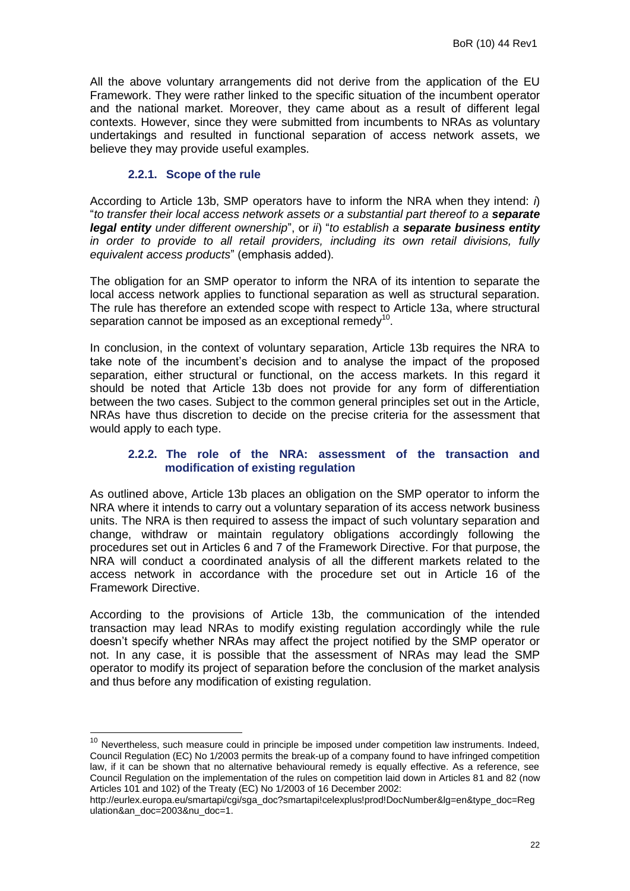All the above voluntary arrangements did not derive from the application of the EU Framework. They were rather linked to the specific situation of the incumbent operator and the national market. Moreover, they came about as a result of different legal contexts. However, since they were submitted from incumbents to NRAs as voluntary undertakings and resulted in functional separation of access network assets, we believe they may provide useful examples.

### 2.2.1. Scope of the rule

According to Article 13b, SMP operators have to inform the NRA when they intend: *i*) "*to transfer their local access network assets or a substantial part thereof to a **separate legal entity** under different ownership*", or *ii*) "*to establish a **separate business entity** in order to provide to all retail providers, including its own retail divisions, fully equivalent access products*" (emphasis added).

The obligation for an SMP operator to inform the NRA of its intention to separate the local access network applies to functional separation as well as structural separation. The rule has therefore an extended scope with respect to Article 13a, where structural separation cannot be imposed as an exceptional remedy[10].

In conclusion, in the context of voluntary separation, Article 13b requires the NRA to take note of the incumbent's decision and to analyse the impact of the proposed separation, either structural or functional, on the access markets. In this regard it should be noted that Article 13b does not provide for any form of differentiation between the two cases. Subject to the common general principles set out in the Article, NRAs have thus discretion to decide on the precise criteria for the assessment that would apply to each type.

### 2.2.2. The role of the NRA: assessment of the transaction and modification of existing regulation

As outlined above, Article 13b places an obligation on the SMP operator to inform the NRA where it intends to carry out a voluntary separation of its access network business units. The NRA is then required to assess the impact of such voluntary separation and change, withdraw or maintain regulatory obligations accordingly following the procedures set out in Articles 6 and 7 of the Framework Directive. For that purpose, the NRA will conduct a coordinated analysis of all the different markets related to the access network in accordance with the procedure set out in Article 16 of the Framework Directive.

According to the provisions of Article 13b, the communication of the intended transaction may lead NRAs to modify existing regulation accordingly while the rule doesn't specify whether NRAs may affect the project notified by the SMP operator or not. In any case, it is possible that the assessment of NRAs may lead the SMP operator to modify its project of separation before the conclusion of the market analysis and thus before any modification of existing regulation.

---

[10] Nevertheless, such measure could in principle be imposed under competition law instruments. Indeed, Council Regulation (EC) No 1/2003 permits the break-up of a company found to have infringed competition law, if it can be shown that no alternative behavioural remedy is equally effective. As a reference, see Council Regulation on the implementation of the rules on competition laid down in Articles 81 and 82 (now Articles 101 and 102) of the Treaty (EC) No 1/2003 of 16 December 2002:
http://eurlex.europa.eu/smartapi/cgi/sga_doc?smartapi!celexplus!prod!DocNumber&lg=en&type_doc=Regulation&an_doc=2003&nu_doc=1.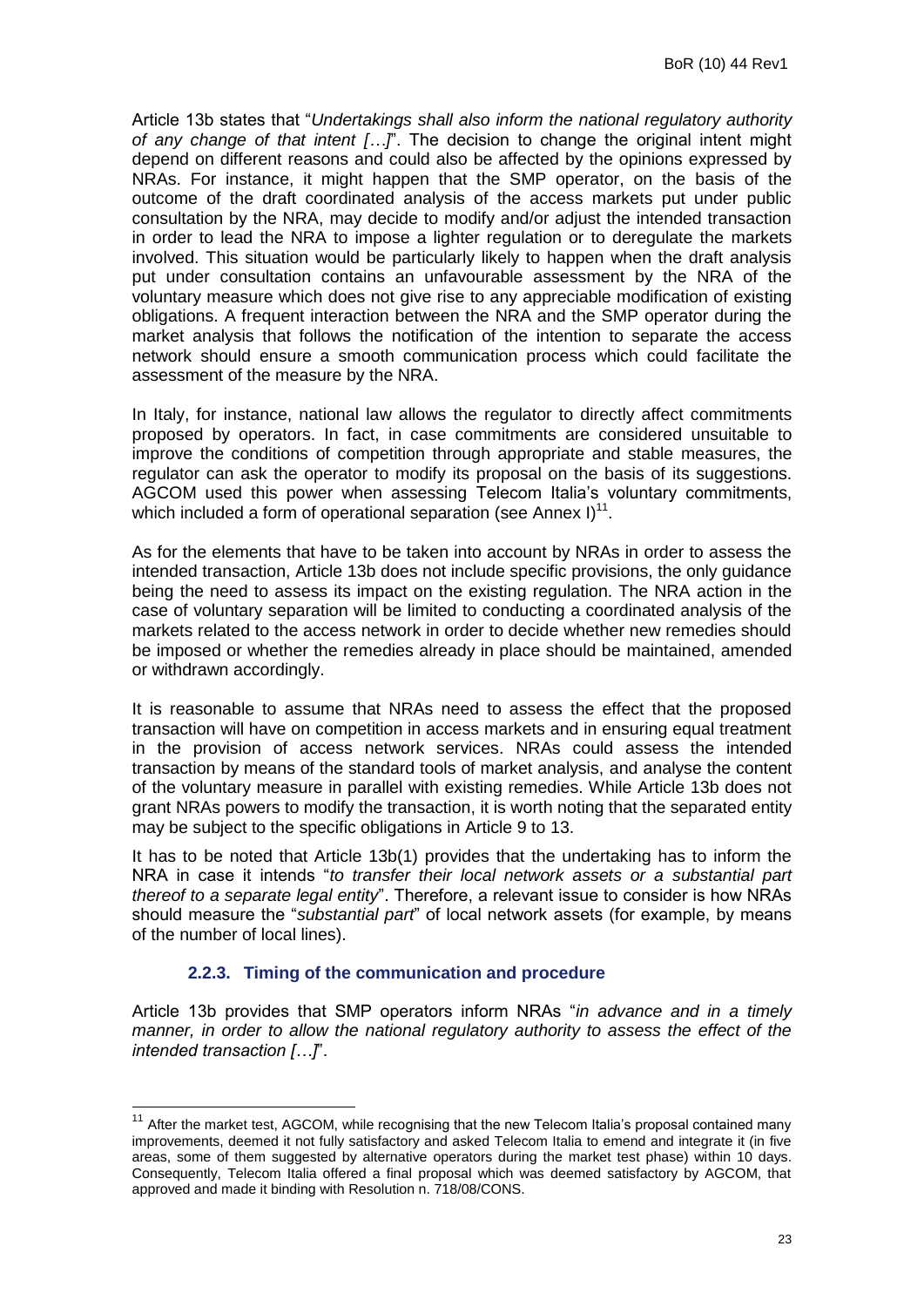Article 13b states that "*Undertakings shall also inform the national regulatory authority of any change of that intent […]*". The decision to change the original intent might depend on different reasons and could also be affected by the opinions expressed by NRAs. For instance, it might happen that the SMP operator, on the basis of the outcome of the draft coordinated analysis of the access markets put under public consultation by the NRA, may decide to modify and/or adjust the intended transaction in order to lead the NRA to impose a lighter regulation or to deregulate the markets involved. This situation would be particularly likely to happen when the draft analysis put under consultation contains an unfavourable assessment by the NRA of the voluntary measure which does not give rise to any appreciable modification of existing obligations. A frequent interaction between the NRA and the SMP operator during the market analysis that follows the notification of the intention to separate the access network should ensure a smooth communication process which could facilitate the assessment of the measure by the NRA.

In Italy, for instance, national law allows the regulator to directly affect commitments proposed by operators. In fact, in case commitments are considered unsuitable to improve the conditions of competition through appropriate and stable measures, the regulator can ask the operator to modify its proposal on the basis of its suggestions. AGCOM used this power when assessing Telecom Italia's voluntary commitments, which included a form of operational separation (see Annex I)[11].

As for the elements that have to be taken into account by NRAs in order to assess the intended transaction, Article 13b does not include specific provisions, the only guidance being the need to assess its impact on the existing regulation. The NRA action in the case of voluntary separation will be limited to conducting a coordinated analysis of the markets related to the access network in order to decide whether new remedies should be imposed or whether the remedies already in place should be maintained, amended or withdrawn accordingly.

It is reasonable to assume that NRAs need to assess the effect that the proposed transaction will have on competition in access markets and in ensuring equal treatment in the provision of access network services. NRAs could assess the intended transaction by means of the standard tools of market analysis, and analyse the content of the voluntary measure in parallel with existing remedies. While Article 13b does not grant NRAs powers to modify the transaction, it is worth noting that the separated entity may be subject to the specific obligations in Article 9 to 13.

It has to be noted that Article 13b(1) provides that the undertaking has to inform the NRA in case it intends "*to transfer their local network assets or a substantial part thereof to a separate legal entity*". Therefore, a relevant issue to consider is how NRAs should measure the "*substantial part*" of local network assets (for example, by means of the number of local lines).

### 2.2.3. Timing of the communication and procedure

Article 13b provides that SMP operators inform NRAs "*in advance and in a timely manner, in order to allow the national regulatory authority to assess the effect of the intended transaction […]*".

[11] After the market test, AGCOM, while recognising that the new Telecom Italia's proposal contained many improvements, deemed it not fully satisfactory and asked Telecom Italia to emend and integrate it (in five areas, some of them suggested by alternative operators during the market test phase) within 10 days. Consequently, Telecom Italia offered a final proposal which was deemed satisfactory by AGCOM, that approved and made it binding with Resolution n. 718/08/CONS.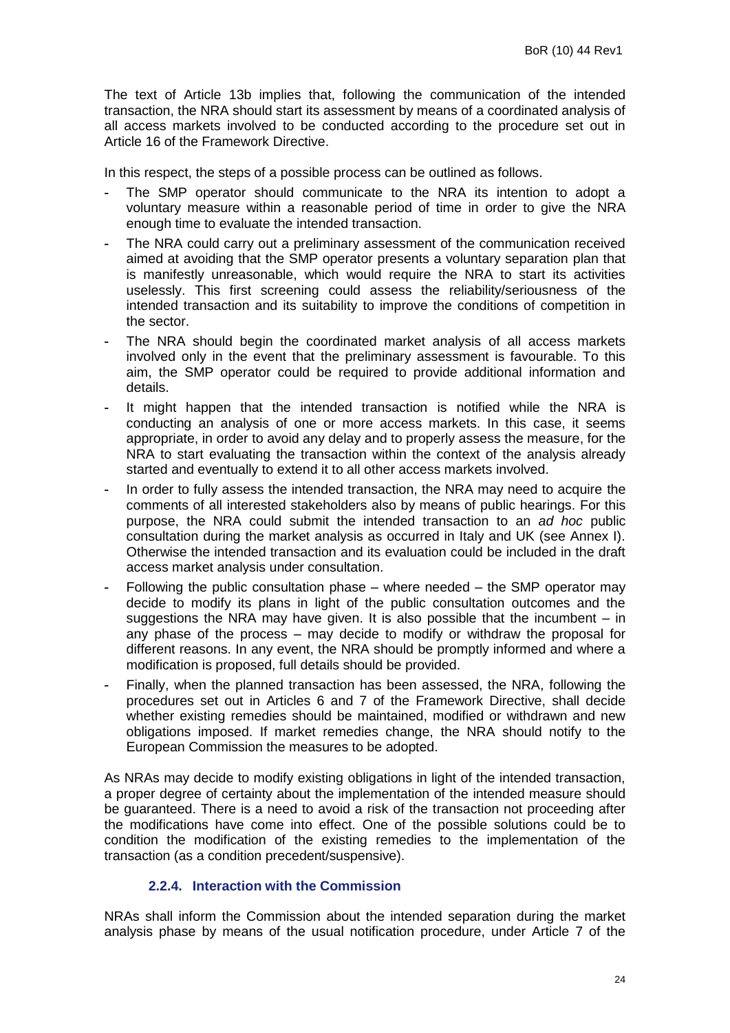The text of Article 13b implies that, following the communication of the intended transaction, the NRA should start its assessment by means of a coordinated analysis of all access markets involved to be conducted according to the procedure set out in Article 16 of the Framework Directive.

In this respect, the steps of a possible process can be outlined as follows.

- The SMP operator should communicate to the NRA its intention to adopt a voluntary measure within a reasonable period of time in order to give the NRA enough time to evaluate the intended transaction.
- The NRA could carry out a preliminary assessment of the communication received aimed at avoiding that the SMP operator presents a voluntary separation plan that is manifestly unreasonable, which would require the NRA to start its activities uselessly. This first screening could assess the reliability/seriousness of the intended transaction and its suitability to improve the conditions of competition in the sector.
- The NRA should begin the coordinated market analysis of all access markets involved only in the event that the preliminary assessment is favourable. To this aim, the SMP operator could be required to provide additional information and details.
- It might happen that the intended transaction is notified while the NRA is conducting an analysis of one or more access markets. In this case, it seems appropriate, in order to avoid any delay and to properly assess the measure, for the NRA to start evaluating the transaction within the context of the analysis already started and eventually to extend it to all other access markets involved.
- In order to fully assess the intended transaction, the NRA may need to acquire the comments of all interested stakeholders also by means of public hearings. For this purpose, the NRA could submit the intended transaction to an *ad hoc* public consultation during the market analysis as occurred in Italy and UK (see Annex I). Otherwise the intended transaction and its evaluation could be included in the draft access market analysis under consultation.
- Following the public consultation phase – where needed – the SMP operator may decide to modify its plans in light of the public consultation outcomes and the suggestions the NRA may have given. It is also possible that the incumbent – in any phase of the process – may decide to modify or withdraw the proposal for different reasons. In any event, the NRA should be promptly informed and where a modification is proposed, full details should be provided.
- Finally, when the planned transaction has been assessed, the NRA, following the procedures set out in Articles 6 and 7 of the Framework Directive, shall decide whether existing remedies should be maintained, modified or withdrawn and new obligations imposed. If market remedies change, the NRA should notify to the European Commission the measures to be adopted.

As NRAs may decide to modify existing obligations in light of the intended transaction, a proper degree of certainty about the implementation of the intended measure should be guaranteed. There is a need to avoid a risk of the transaction not proceeding after the modifications have come into effect. One of the possible solutions could be to condition the modification of the existing remedies to the implementation of the transaction (as a condition precedent/suspensive).

### 2.2.4. Interaction with the Commission

NRAs shall inform the Commission about the intended separation during the market analysis phase by means of the usual notification procedure, under Article 7 of the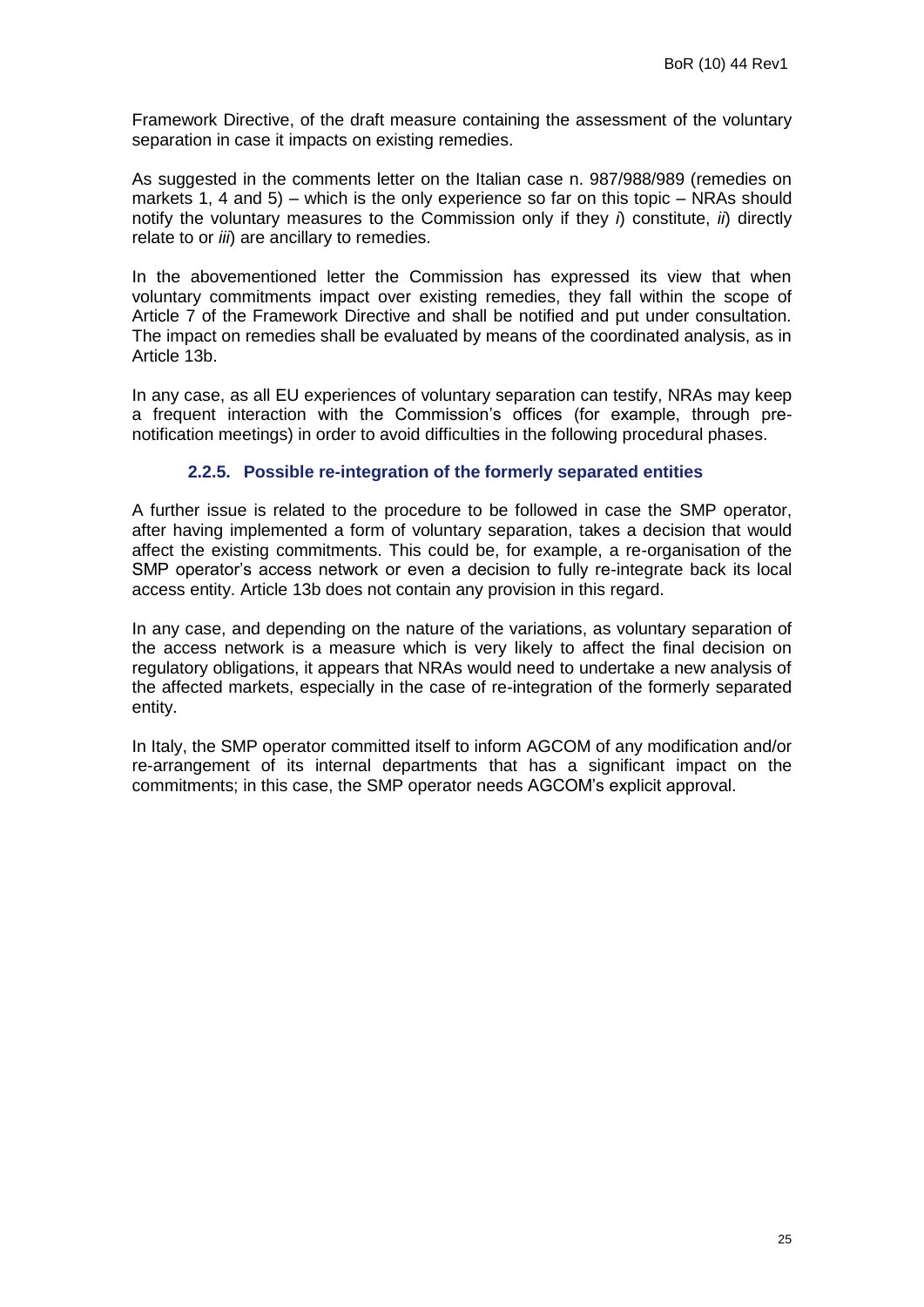Framework Directive, of the draft measure containing the assessment of the voluntary separation in case it impacts on existing remedies.

As suggested in the comments letter on the Italian case n. 987/988/989 (remedies on markets 1, 4 and 5) – which is the only experience so far on this topic – NRAs should notify the voluntary measures to the Commission only if they *i*) constitute, *ii*) directly relate to or *iii*) are ancillary to remedies.

In the abovementioned letter the Commission has expressed its view that when voluntary commitments impact over existing remedies, they fall within the scope of Article 7 of the Framework Directive and shall be notified and put under consultation. The impact on remedies shall be evaluated by means of the coordinated analysis, as in Article 13b.

In any case, as all EU experiences of voluntary separation can testify, NRAs may keep a frequent interaction with the Commission's offices (for example, through pre-notification meetings) in order to avoid difficulties in the following procedural phases.

### 2.2.5. Possible re-integration of the formerly separated entities

A further issue is related to the procedure to be followed in case the SMP operator, after having implemented a form of voluntary separation, takes a decision that would affect the existing commitments. This could be, for example, a re-organisation of the SMP operator's access network or even a decision to fully re-integrate back its local access entity. Article 13b does not contain any provision in this regard.

In any case, and depending on the nature of the variations, as voluntary separation of the access network is a measure which is very likely to affect the final decision on regulatory obligations, it appears that NRAs would need to undertake a new analysis of the affected markets, especially in the case of re-integration of the formerly separated entity.

In Italy, the SMP operator committed itself to inform AGCOM of any modification and/or re-arrangement of its internal departments that has a significant impact on the commitments; in this case, the SMP operator needs AGCOM's explicit approval.